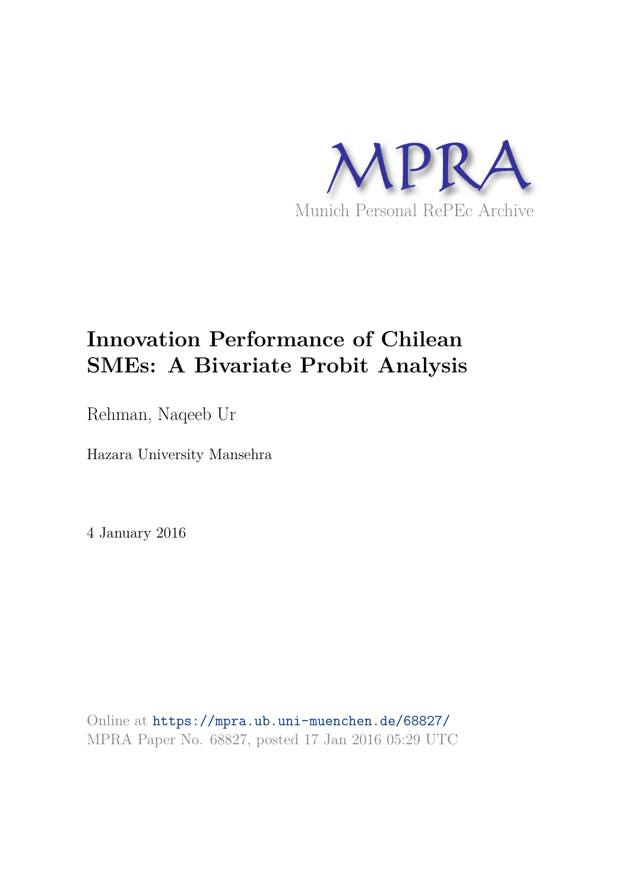# Munich Personal RePEc Archive

# Innovation Performance of Chilean SMEs: A Bivariate Probit Analysis

Rehman, Naqeeb Ur

Hazara University Mansehra

4 January 2016

Online at https://mpra.ub.uni-muenchen.de/68827/
MPRA Paper No. 68827, posted 17 Jan 2016 05:29 UTC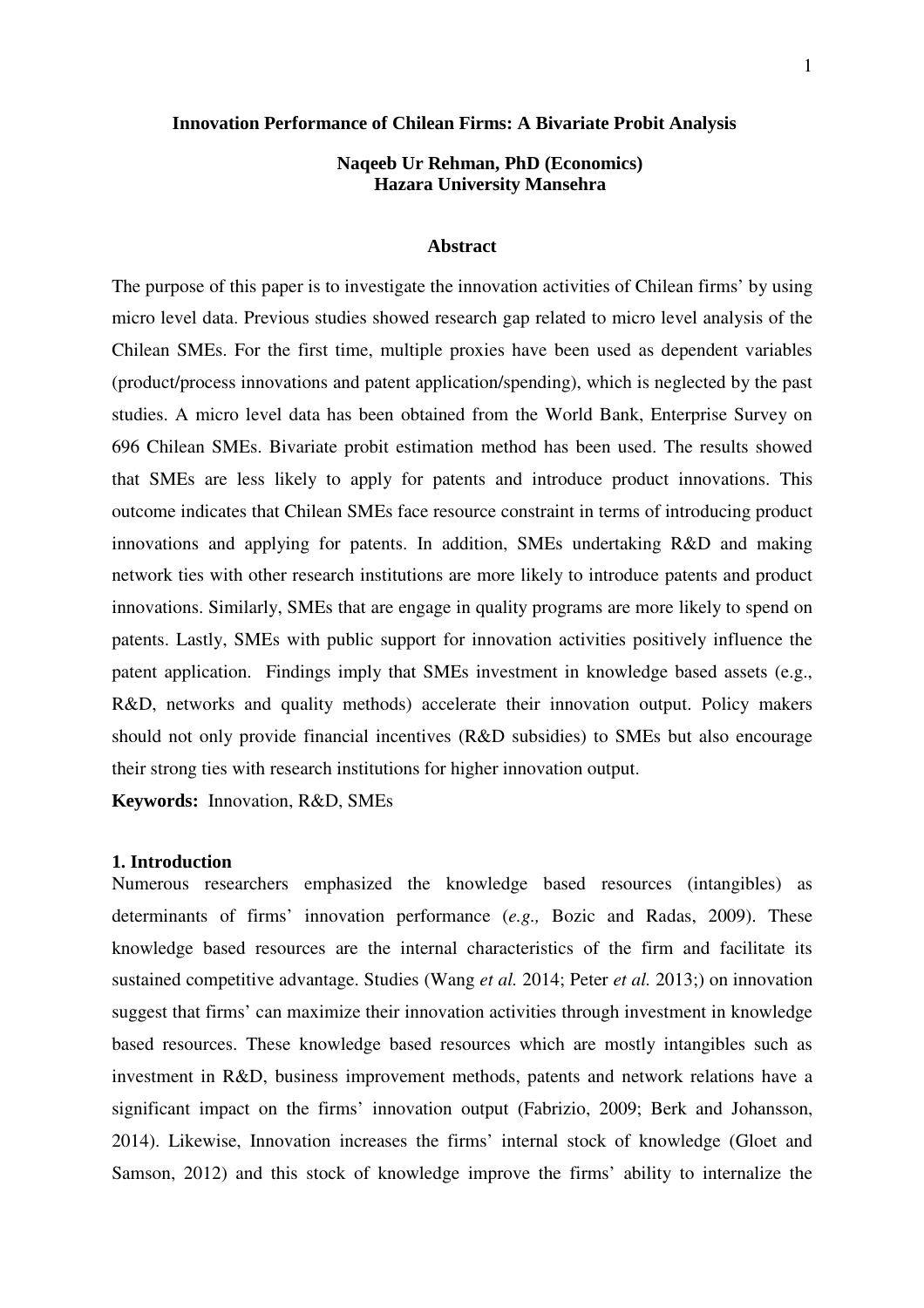**Innovation Performance of Chilean Firms: A Bivariate Probit Analysis**

**Naqeeb Ur Rehman, PhD (Economics)**
**Hazara University Mansehra**

**Abstract**

The purpose of this paper is to investigate the innovation activities of Chilean firms' by using micro level data. Previous studies showed research gap related to micro level analysis of the Chilean SMEs. For the first time, multiple proxies have been used as dependent variables (product/process innovations and patent application/spending), which is neglected by the past studies. A micro level data has been obtained from the World Bank, Enterprise Survey on 696 Chilean SMEs. Bivariate probit estimation method has been used. The results showed that SMEs are less likely to apply for patents and introduce product innovations. This outcome indicates that Chilean SMEs face resource constraint in terms of introducing product innovations and applying for patents. In addition, SMEs undertaking R&D and making network ties with other research institutions are more likely to introduce patents and product innovations. Similarly, SMEs that are engage in quality programs are more likely to spend on patents. Lastly, SMEs with public support for innovation activities positively influence the patent application. Findings imply that SMEs investment in knowledge based assets (e.g., R&D, networks and quality methods) accelerate their innovation output. Policy makers should not only provide financial incentives (R&D subsidies) to SMEs but also encourage their strong ties with research institutions for higher innovation output.

**Keywords:** Innovation, R&D, SMEs

## 1. Introduction

Numerous researchers emphasized the knowledge based resources (intangibles) as determinants of firms' innovation performance (*e.g.,* Bozic and Radas, 2009). These knowledge based resources are the internal characteristics of the firm and facilitate its sustained competitive advantage. Studies (Wang *et al.* 2014; Peter *et al.* 2013;) on innovation suggest that firms' can maximize their innovation activities through investment in knowledge based resources. These knowledge based resources which are mostly intangibles such as investment in R&D, business improvement methods, patents and network relations have a significant impact on the firms' innovation output (Fabrizio, 2009; Berk and Johansson, 2014). Likewise, Innovation increases the firms' internal stock of knowledge (Gloet and Samson, 2012) and this stock of knowledge improve the firms' ability to internalize the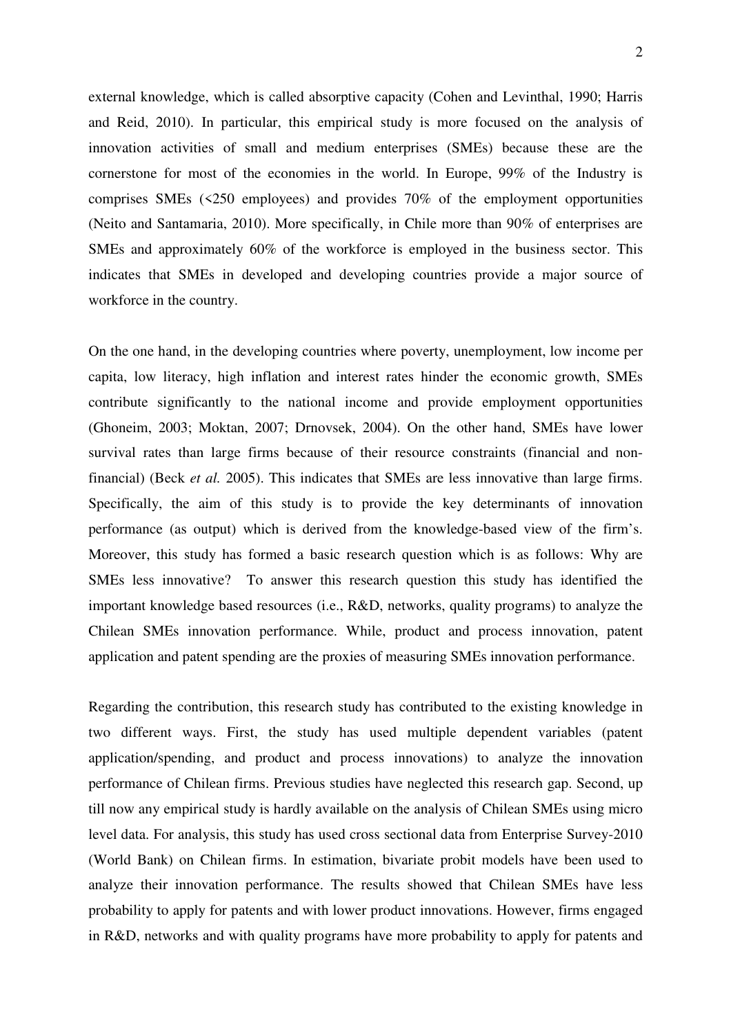external knowledge, which is called absorptive capacity (Cohen and Levinthal, 1990; Harris and Reid, 2010). In particular, this empirical study is more focused on the analysis of innovation activities of small and medium enterprises (SMEs) because these are the cornerstone for most of the economies in the world. In Europe, 99% of the Industry is comprises SMEs (<250 employees) and provides 70% of the employment opportunities (Neito and Santamaria, 2010). More specifically, in Chile more than 90% of enterprises are SMEs and approximately 60% of the workforce is employed in the business sector. This indicates that SMEs in developed and developing countries provide a major source of workforce in the country.

On the one hand, in the developing countries where poverty, unemployment, low income per capita, low literacy, high inflation and interest rates hinder the economic growth, SMEs contribute significantly to the national income and provide employment opportunities (Ghoneim, 2003; Moktan, 2007; Drnovsek, 2004). On the other hand, SMEs have lower survival rates than large firms because of their resource constraints (financial and non-financial) (Beck *et al.* 2005). This indicates that SMEs are less innovative than large firms. Specifically, the aim of this study is to provide the key determinants of innovation performance (as output) which is derived from the knowledge-based view of the firm's. Moreover, this study has formed a basic research question which is as follows: Why are SMEs less innovative? To answer this research question this study has identified the important knowledge based resources (i.e., R&D, networks, quality programs) to analyze the Chilean SMEs innovation performance. While, product and process innovation, patent application and patent spending are the proxies of measuring SMEs innovation performance.

Regarding the contribution, this research study has contributed to the existing knowledge in two different ways. First, the study has used multiple dependent variables (patent application/spending, and product and process innovations) to analyze the innovation performance of Chilean firms. Previous studies have neglected this research gap. Second, up till now any empirical study is hardly available on the analysis of Chilean SMEs using micro level data. For analysis, this study has used cross sectional data from Enterprise Survey-2010 (World Bank) on Chilean firms. In estimation, bivariate probit models have been used to analyze their innovation performance. The results showed that Chilean SMEs have less probability to apply for patents and with lower product innovations. However, firms engaged in R&D, networks and with quality programs have more probability to apply for patents and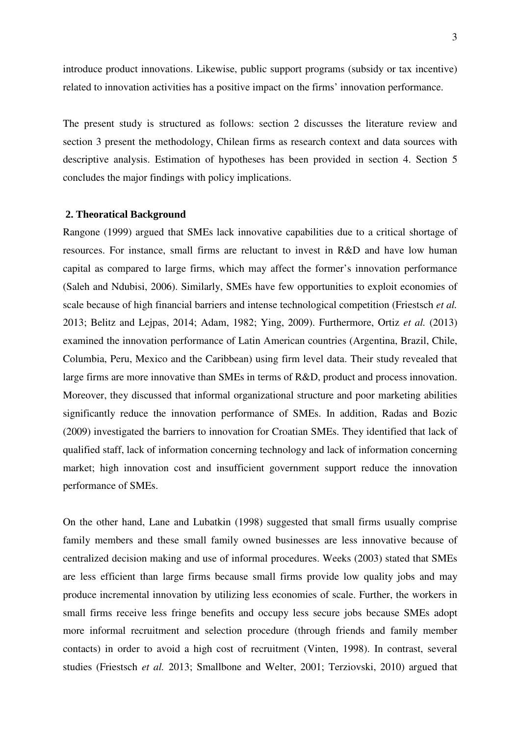introduce product innovations. Likewise, public support programs (subsidy or tax incentive) related to innovation activities has a positive impact on the firms' innovation performance.

The present study is structured as follows: section 2 discusses the literature review and section 3 present the methodology, Chilean firms as research context and data sources with descriptive analysis. Estimation of hypotheses has been provided in section 4. Section 5 concludes the major findings with policy implications.

## 2. Theoratical Background

Rangone (1999) argued that SMEs lack innovative capabilities due to a critical shortage of resources. For instance, small firms are reluctant to invest in R&D and have low human capital as compared to large firms, which may affect the former's innovation performance (Saleh and Ndubisi, 2006). Similarly, SMEs have few opportunities to exploit economies of scale because of high financial barriers and intense technological competition (Friestsch *et al.* 2013; Belitz and Lejpas, 2014; Adam, 1982; Ying, 2009). Furthermore, Ortiz *et al.* (2013) examined the innovation performance of Latin American countries (Argentina, Brazil, Chile, Columbia, Peru, Mexico and the Caribbean) using firm level data. Their study revealed that large firms are more innovative than SMEs in terms of R&D, product and process innovation. Moreover, they discussed that informal organizational structure and poor marketing abilities significantly reduce the innovation performance of SMEs. In addition, Radas and Bozic (2009) investigated the barriers to innovation for Croatian SMEs. They identified that lack of qualified staff, lack of information concerning technology and lack of information concerning market; high innovation cost and insufficient government support reduce the innovation performance of SMEs.

On the other hand, Lane and Lubatkin (1998) suggested that small firms usually comprise family members and these small family owned businesses are less innovative because of centralized decision making and use of informal procedures. Weeks (2003) stated that SMEs are less efficient than large firms because small firms provide low quality jobs and may produce incremental innovation by utilizing less economies of scale. Further, the workers in small firms receive less fringe benefits and occupy less secure jobs because SMEs adopt more informal recruitment and selection procedure (through friends and family member contacts) in order to avoid a high cost of recruitment (Vinten, 1998). In contrast, several studies (Friestsch *et al.* 2013; Smallbone and Welter, 2001; Terziovski, 2010) argued that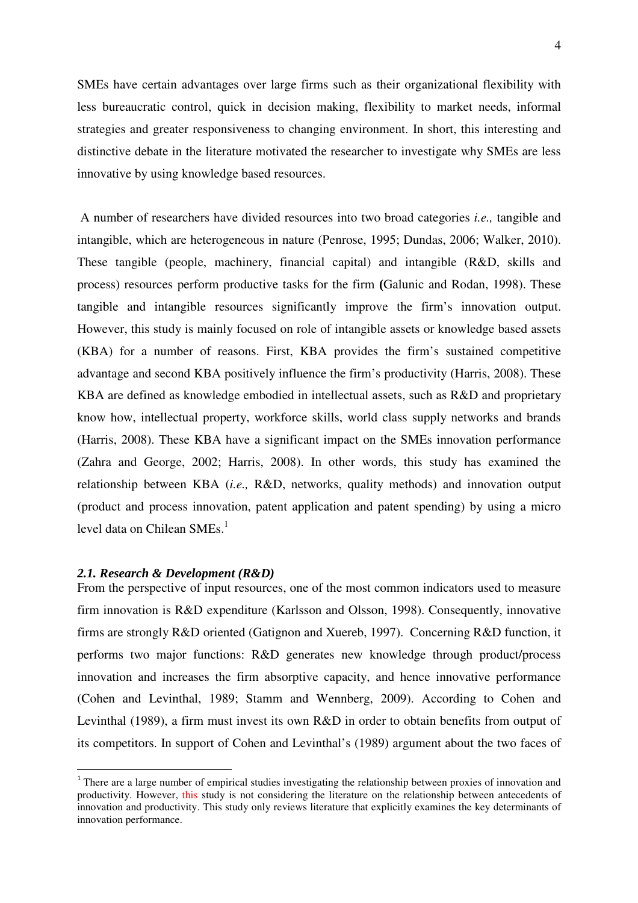SMEs have certain advantages over large firms such as their organizational flexibility with less bureaucratic control, quick in decision making, flexibility to market needs, informal strategies and greater responsiveness to changing environment. In short, this interesting and distinctive debate in the literature motivated the researcher to investigate why SMEs are less innovative by using knowledge based resources.

A number of researchers have divided resources into two broad categories *i.e.,* tangible and intangible, which are heterogeneous in nature (Penrose, 1995; Dundas, 2006; Walker, 2010). These tangible (people, machinery, financial capital) and intangible (R&D, skills and process) resources perform productive tasks for the firm **(**Galunic and Rodan, 1998). These tangible and intangible resources significantly improve the firm's innovation output. However, this study is mainly focused on role of intangible assets or knowledge based assets (KBA) for a number of reasons. First, KBA provides the firm's sustained competitive advantage and second KBA positively influence the firm's productivity (Harris, 2008). These KBA are defined as knowledge embodied in intellectual assets, such as R&D and proprietary know how, intellectual property, workforce skills, world class supply networks and brands (Harris, 2008). These KBA have a significant impact on the SMEs innovation performance (Zahra and George, 2002; Harris, 2008). In other words, this study has examined the relationship between KBA (*i.e.,* R&D, networks, quality methods) and innovation output (product and process innovation, patent application and patent spending) by using a micro level data on Chilean SMEs.[1]

### *2.1. Research & Development (R&D)*

From the perspective of input resources, one of the most common indicators used to measure firm innovation is R&D expenditure (Karlsson and Olsson, 1998). Consequently, innovative firms are strongly R&D oriented (Gatignon and Xuereb, 1997). Concerning R&D function, it performs two major functions: R&D generates new knowledge through product/process innovation and increases the firm absorptive capacity, and hence innovative performance (Cohen and Levinthal, 1989; Stamm and Wennberg, 2009). According to Cohen and Levinthal (1989), a firm must invest its own R&D in order to obtain benefits from output of its competitors. In support of Cohen and Levinthal's (1989) argument about the two faces of

---

[1] There are a large number of empirical studies investigating the relationship between proxies of innovation and productivity. However, this study is not considering the literature on the relationship between antecedents of innovation and productivity. This study only reviews literature that explicitly examines the key determinants of innovation performance.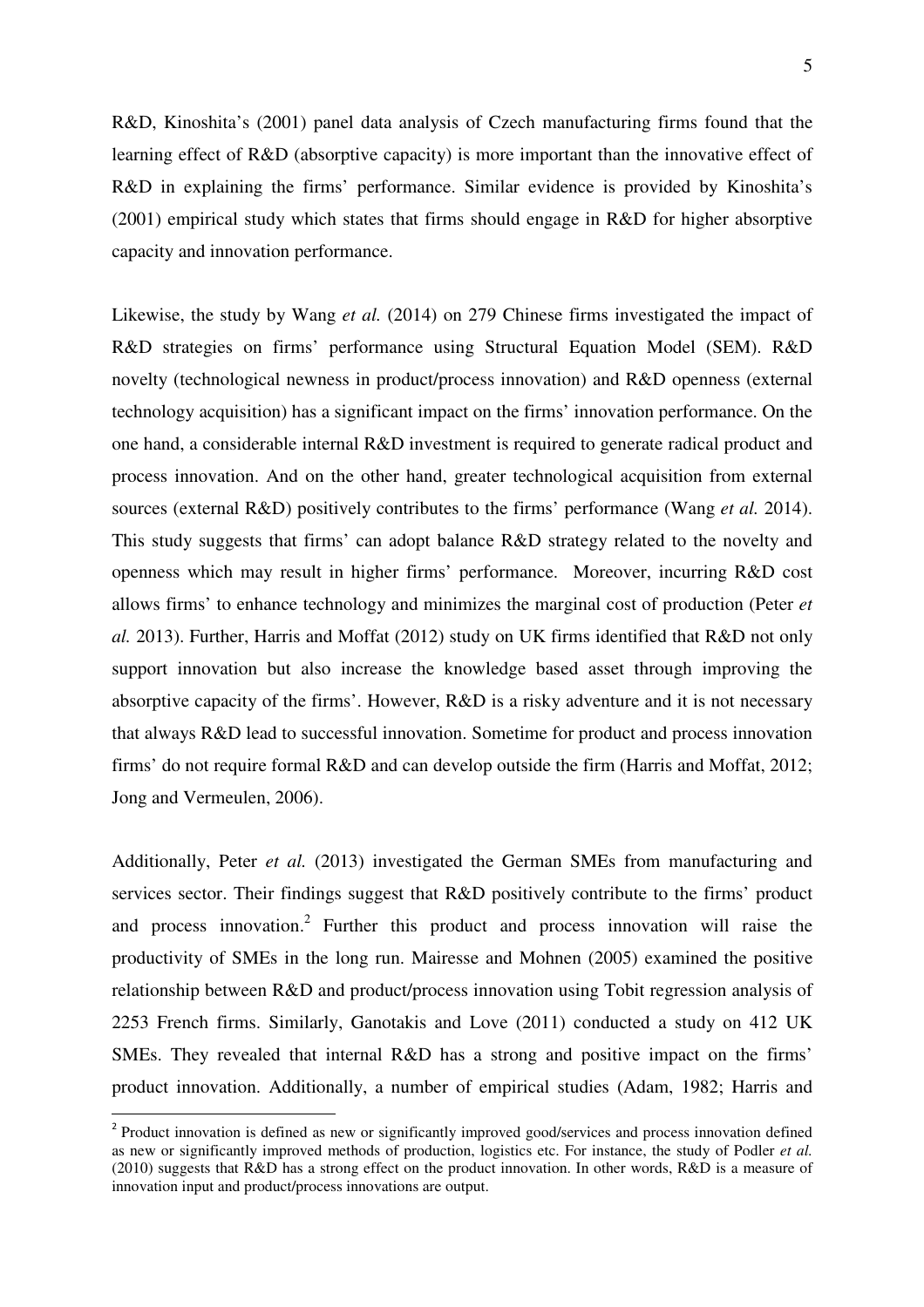R&D, Kinoshita's (2001) panel data analysis of Czech manufacturing firms found that the learning effect of R&D (absorptive capacity) is more important than the innovative effect of R&D in explaining the firms' performance. Similar evidence is provided by Kinoshita's (2001) empirical study which states that firms should engage in R&D for higher absorptive capacity and innovation performance.

Likewise, the study by Wang *et al.* (2014) on 279 Chinese firms investigated the impact of R&D strategies on firms' performance using Structural Equation Model (SEM). R&D novelty (technological newness in product/process innovation) and R&D openness (external technology acquisition) has a significant impact on the firms' innovation performance. On the one hand, a considerable internal R&D investment is required to generate radical product and process innovation. And on the other hand, greater technological acquisition from external sources (external R&D) positively contributes to the firms' performance (Wang *et al.* 2014). This study suggests that firms' can adopt balance R&D strategy related to the novelty and openness which may result in higher firms' performance. Moreover, incurring R&D cost allows firms' to enhance technology and minimizes the marginal cost of production (Peter *et al.* 2013). Further, Harris and Moffat (2012) study on UK firms identified that R&D not only support innovation but also increase the knowledge based asset through improving the absorptive capacity of the firms'. However, R&D is a risky adventure and it is not necessary that always R&D lead to successful innovation. Sometime for product and process innovation firms' do not require formal R&D and can develop outside the firm (Harris and Moffat, 2012; Jong and Vermeulen, 2006).

Additionally, Peter *et al.* (2013) investigated the German SMEs from manufacturing and services sector. Their findings suggest that R&D positively contribute to the firms' product and process innovation.[2] Further this product and process innovation will raise the productivity of SMEs in the long run. Mairesse and Mohnen (2005) examined the positive relationship between R&D and product/process innovation using Tobit regression analysis of 2253 French firms. Similarly, Ganotakis and Love (2011) conducted a study on 412 UK SMEs. They revealed that internal R&D has a strong and positive impact on the firms' product innovation. Additionally, a number of empirical studies (Adam, 1982; Harris and

---

[2] Product innovation is defined as new or significantly improved good/services and process innovation defined as new or significantly improved methods of production, logistics etc. For instance, the study of Podler *et al.* (2010) suggests that R&D has a strong effect on the product innovation. In other words, R&D is a measure of innovation input and product/process innovations are output.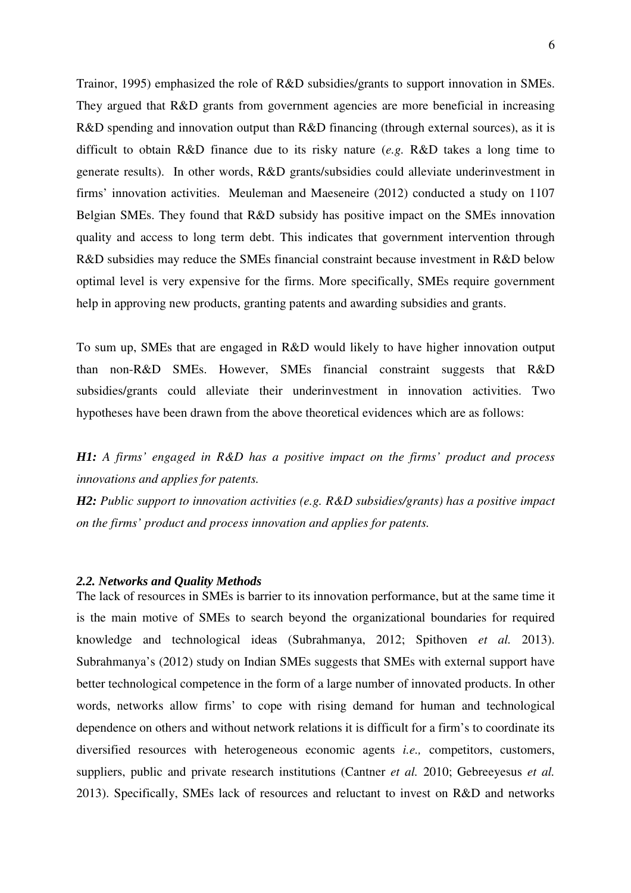Trainor, 1995) emphasized the role of R&D subsidies/grants to support innovation in SMEs. They argued that R&D grants from government agencies are more beneficial in increasing R&D spending and innovation output than R&D financing (through external sources), as it is difficult to obtain R&D finance due to its risky nature (*e.g.* R&D takes a long time to generate results). In other words, R&D grants/subsidies could alleviate underinvestment in firms' innovation activities. Meuleman and Maeseneire (2012) conducted a study on 1107 Belgian SMEs. They found that R&D subsidy has positive impact on the SMEs innovation quality and access to long term debt. This indicates that government intervention through R&D subsidies may reduce the SMEs financial constraint because investment in R&D below optimal level is very expensive for the firms. More specifically, SMEs require government help in approving new products, granting patents and awarding subsidies and grants.

To sum up, SMEs that are engaged in R&D would likely to have higher innovation output than non-R&D SMEs. However, SMEs financial constraint suggests that R&D subsidies/grants could alleviate their underinvestment in innovation activities. Two hypotheses have been drawn from the above theoretical evidences which are as follows:

***H1:*** *A firms' engaged in R&D has a positive impact on the firms' product and process innovations and applies for patents.*

***H2:*** *Public support to innovation activities (e.g. R&D subsidies/grants) has a positive impact on the firms' product and process innovation and applies for patents.*

### *2.2. Networks and Quality Methods*

The lack of resources in SMEs is barrier to its innovation performance, but at the same time it is the main motive of SMEs to search beyond the organizational boundaries for required knowledge and technological ideas (Subrahmanya, 2012; Spithoven *et al.* 2013). Subrahmanya's (2012) study on Indian SMEs suggests that SMEs with external support have better technological competence in the form of a large number of innovated products. In other words, networks allow firms' to cope with rising demand for human and technological dependence on others and without network relations it is difficult for a firm's to coordinate its diversified resources with heterogeneous economic agents *i.e.,* competitors, customers, suppliers, public and private research institutions (Cantner *et al.* 2010; Gebreeyesus *et al.* 2013). Specifically, SMEs lack of resources and reluctant to invest on R&D and networks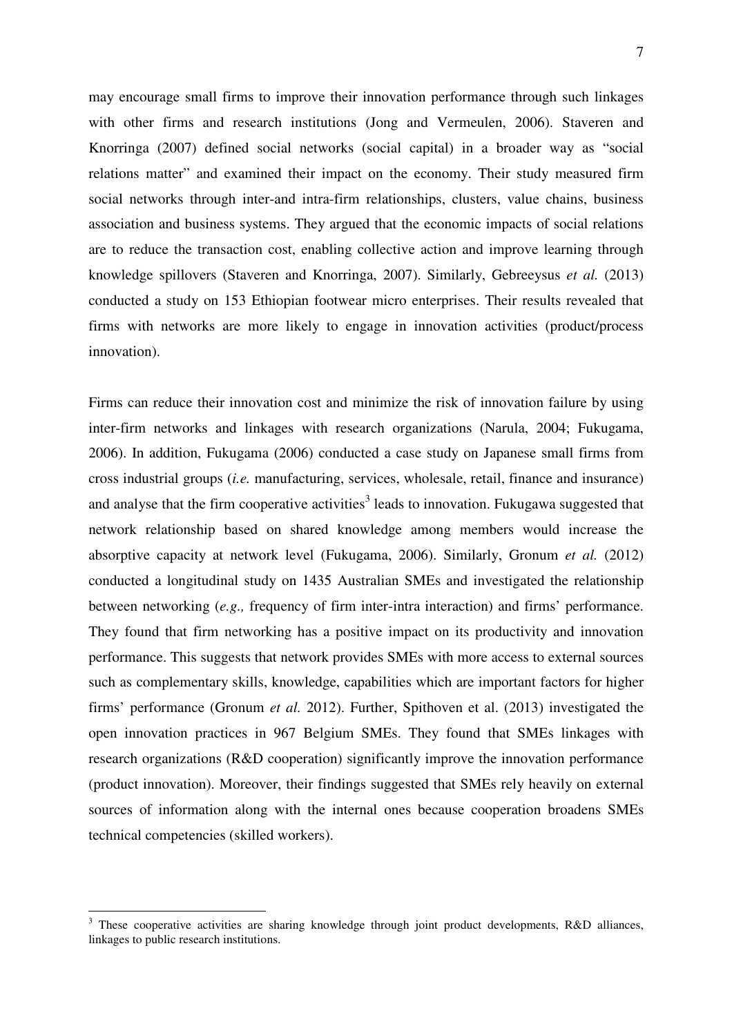may encourage small firms to improve their innovation performance through such linkages with other firms and research institutions (Jong and Vermeulen, 2006). Staveren and Knorringa (2007) defined social networks (social capital) in a broader way as "social relations matter" and examined their impact on the economy. Their study measured firm social networks through inter-and intra-firm relationships, clusters, value chains, business association and business systems. They argued that the economic impacts of social relations are to reduce the transaction cost, enabling collective action and improve learning through knowledge spillovers (Staveren and Knorringa, 2007). Similarly, Gebreeysus *et al.* (2013) conducted a study on 153 Ethiopian footwear micro enterprises. Their results revealed that firms with networks are more likely to engage in innovation activities (product/process innovation).

Firms can reduce their innovation cost and minimize the risk of innovation failure by using inter-firm networks and linkages with research organizations (Narula, 2004; Fukugama, 2006). In addition, Fukugama (2006) conducted a case study on Japanese small firms from cross industrial groups (*i.e.* manufacturing, services, wholesale, retail, finance and insurance) and analyse that the firm cooperative activities[3] leads to innovation. Fukugawa suggested that network relationship based on shared knowledge among members would increase the absorptive capacity at network level (Fukugama, 2006). Similarly, Gronum *et al.* (2012) conducted a longitudinal study on 1435 Australian SMEs and investigated the relationship between networking (*e.g.,* frequency of firm inter-intra interaction) and firms' performance. They found that firm networking has a positive impact on its productivity and innovation performance. This suggests that network provides SMEs with more access to external sources such as complementary skills, knowledge, capabilities which are important factors for higher firms' performance (Gronum *et al.* 2012). Further, Spithoven et al. (2013) investigated the open innovation practices in 967 Belgium SMEs. They found that SMEs linkages with research organizations (R&D cooperation) significantly improve the innovation performance (product innovation). Moreover, their findings suggested that SMEs rely heavily on external sources of information along with the internal ones because cooperation broadens SMEs technical competencies (skilled workers).

---

[3] These cooperative activities are sharing knowledge through joint product developments, R&D alliances, linkages to public research institutions.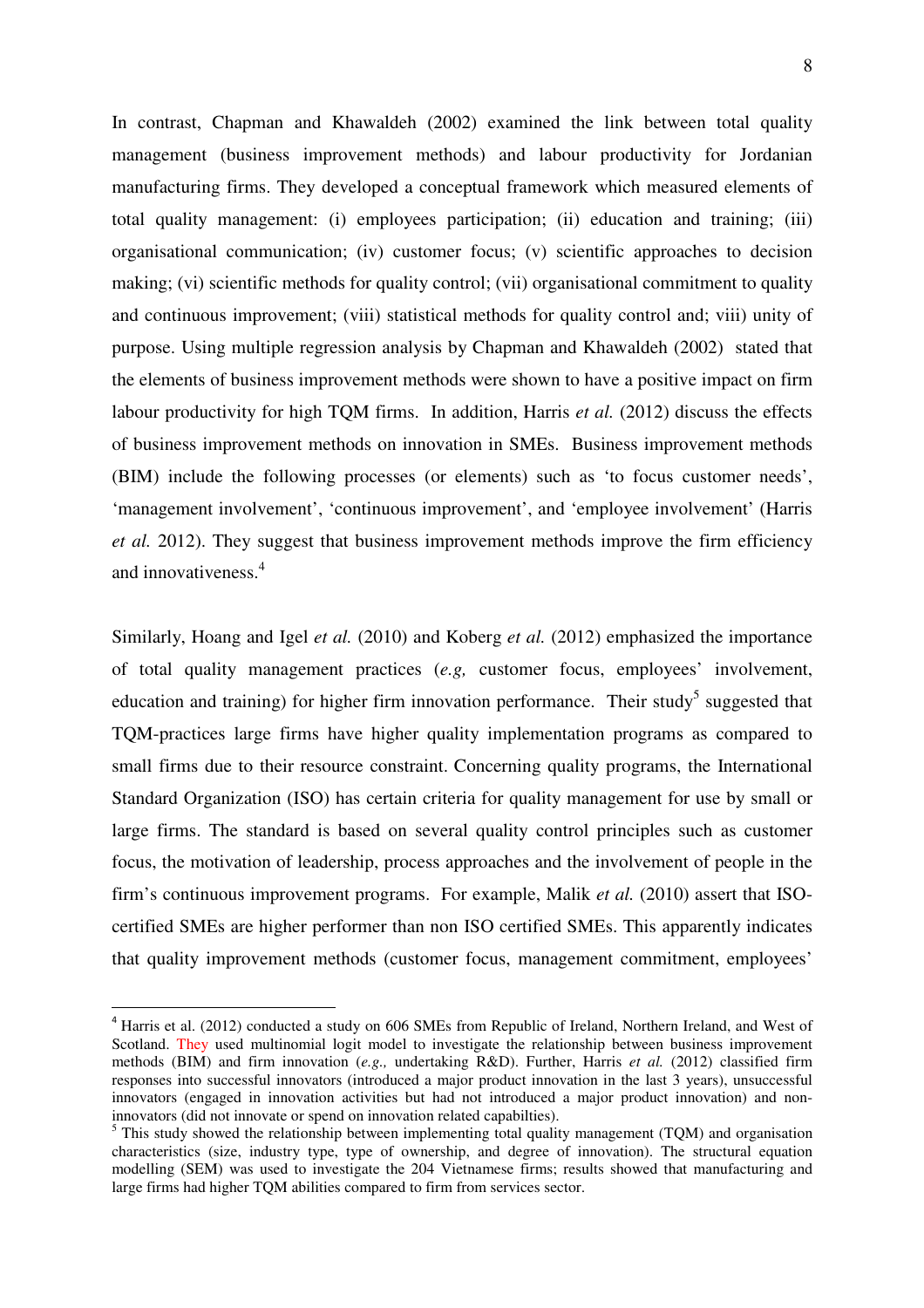In contrast, Chapman and Khawaldeh (2002) examined the link between total quality management (business improvement methods) and labour productivity for Jordanian manufacturing firms. They developed a conceptual framework which measured elements of total quality management: (i) employees participation; (ii) education and training; (iii) organisational communication; (iv) customer focus; (v) scientific approaches to decision making; (vi) scientific methods for quality control; (vii) organisational commitment to quality and continuous improvement; (viii) statistical methods for quality control and; viii) unity of purpose. Using multiple regression analysis by Chapman and Khawaldeh (2002) stated that the elements of business improvement methods were shown to have a positive impact on firm labour productivity for high TQM firms. In addition, Harris *et al.* (2012) discuss the effects of business improvement methods on innovation in SMEs. Business improvement methods (BIM) include the following processes (or elements) such as 'to focus customer needs', 'management involvement', 'continuous improvement', and 'employee involvement' (Harris *et al.* 2012). They suggest that business improvement methods improve the firm efficiency and innovativeness.[4]

Similarly, Hoang and Igel *et al.* (2010) and Koberg *et al.* (2012) emphasized the importance of total quality management practices (*e.g,* customer focus, employees' involvement, education and training) for higher firm innovation performance. Their study[5] suggested that TQM-practices large firms have higher quality implementation programs as compared to small firms due to their resource constraint. Concerning quality programs, the International Standard Organization (ISO) has certain criteria for quality management for use by small or large firms. The standard is based on several quality control principles such as customer focus, the motivation of leadership, process approaches and the involvement of people in the firm's continuous improvement programs. For example, Malik *et al.* (2010) assert that ISO-certified SMEs are higher performer than non ISO certified SMEs. This apparently indicates that quality improvement methods (customer focus, management commitment, employees'

---

[4] Harris et al. (2012) conducted a study on 606 SMEs from Republic of Ireland, Northern Ireland, and West of Scotland. They used multinomial logit model to investigate the relationship between business improvement methods (BIM) and firm innovation (*e.g.,* undertaking R&D). Further, Harris *et al.* (2012) classified firm responses into successful innovators (introduced a major product innovation in the last 3 years), unsuccessful innovators (engaged in innovation activities but had not introduced a major product innovation) and non-innovators (did not innovate or spend on innovation related capabilties).

[5] This study showed the relationship between implementing total quality management (TQM) and organisation characteristics (size, industry type, type of ownership, and degree of innovation). The structural equation modelling (SEM) was used to investigate the 204 Vietnamese firms; results showed that manufacturing and large firms had higher TQM abilities compared to firm from services sector.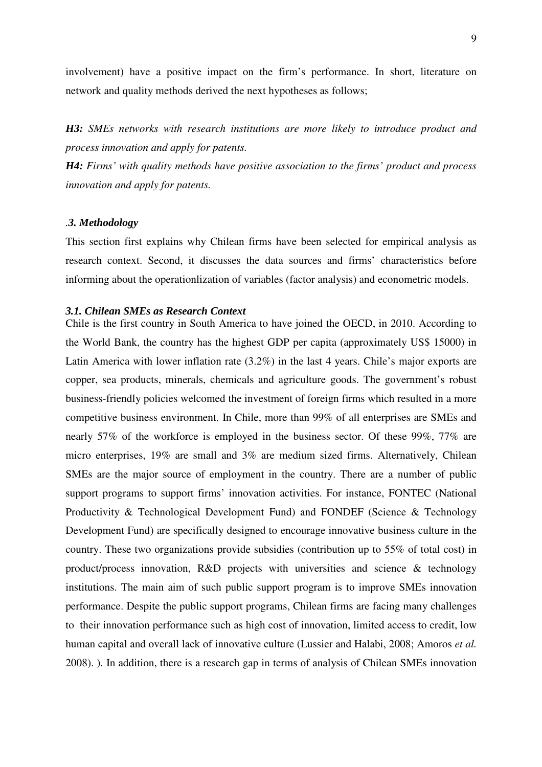involvement) have a positive impact on the firm's performance. In short, literature on network and quality methods derived the next hypotheses as follows;

***H3:*** *SMEs networks with research institutions are more likely to introduce product and process innovation and apply for patents.*

***H4:*** *Firms' with quality methods have positive association to the firms' product and process innovation and apply for patents.*

## .3. Methodology

This section first explains why Chilean firms have been selected for empirical analysis as research context. Second, it discusses the data sources and firms' characteristics before informing about the operationlization of variables (factor analysis) and econometric models.

### 3.1. Chilean SMEs as Research Context

Chile is the first country in South America to have joined the OECD, in 2010. According to the World Bank, the country has the highest GDP per capita (approximately US$ 15000) in Latin America with lower inflation rate (3.2%) in the last 4 years. Chile's major exports are copper, sea products, minerals, chemicals and agriculture goods. The government's robust business-friendly policies welcomed the investment of foreign firms which resulted in a more competitive business environment. In Chile, more than 99% of all enterprises are SMEs and nearly 57% of the workforce is employed in the business sector. Of these 99%, 77% are micro enterprises, 19% are small and 3% are medium sized firms. Alternatively, Chilean SMEs are the major source of employment in the country. There are a number of public support programs to support firms' innovation activities. For instance, FONTEC (National Productivity & Technological Development Fund) and FONDEF (Science & Technology Development Fund) are specifically designed to encourage innovative business culture in the country. These two organizations provide subsidies (contribution up to 55% of total cost) in product/process innovation, R&D projects with universities and science & technology institutions. The main aim of such public support program is to improve SMEs innovation performance. Despite the public support programs, Chilean firms are facing many challenges to their innovation performance such as high cost of innovation, limited access to credit, low human capital and overall lack of innovative culture (Lussier and Halabi, 2008; Amoros *et al.* 2008). ). In addition, there is a research gap in terms of analysis of Chilean SMEs innovation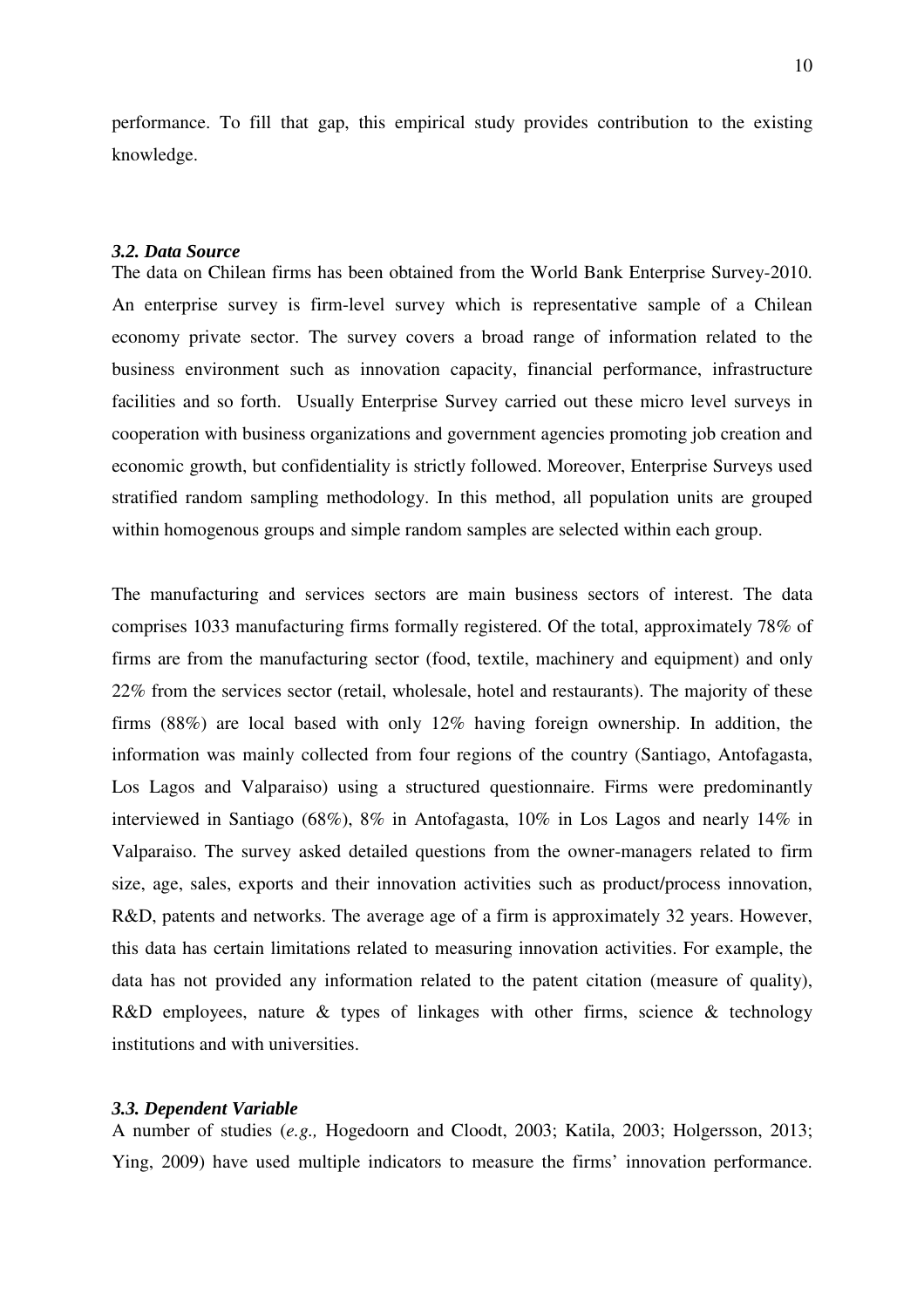performance. To fill that gap, this empirical study provides contribution to the existing knowledge.

### *3.2. Data Source*

The data on Chilean firms has been obtained from the World Bank Enterprise Survey-2010. An enterprise survey is firm-level survey which is representative sample of a Chilean economy private sector. The survey covers a broad range of information related to the business environment such as innovation capacity, financial performance, infrastructure facilities and so forth. Usually Enterprise Survey carried out these micro level surveys in cooperation with business organizations and government agencies promoting job creation and economic growth, but confidentiality is strictly followed. Moreover, Enterprise Surveys used stratified random sampling methodology. In this method, all population units are grouped within homogenous groups and simple random samples are selected within each group.

The manufacturing and services sectors are main business sectors of interest. The data comprises 1033 manufacturing firms formally registered. Of the total, approximately 78% of firms are from the manufacturing sector (food, textile, machinery and equipment) and only 22% from the services sector (retail, wholesale, hotel and restaurants). The majority of these firms (88%) are local based with only 12% having foreign ownership. In addition, the information was mainly collected from four regions of the country (Santiago, Antofagasta, Los Lagos and Valparaiso) using a structured questionnaire. Firms were predominantly interviewed in Santiago (68%), 8% in Antofagasta, 10% in Los Lagos and nearly 14% in Valparaiso. The survey asked detailed questions from the owner-managers related to firm size, age, sales, exports and their innovation activities such as product/process innovation, R&D, patents and networks. The average age of a firm is approximately 32 years. However, this data has certain limitations related to measuring innovation activities. For example, the data has not provided any information related to the patent citation (measure of quality), R&D employees, nature & types of linkages with other firms, science & technology institutions and with universities.

### *3.3. Dependent Variable*

A number of studies (*e.g.,* Hogedoorn and Cloodt, 2003; Katila, 2003; Holgersson, 2013; Ying, 2009) have used multiple indicators to measure the firms' innovation performance.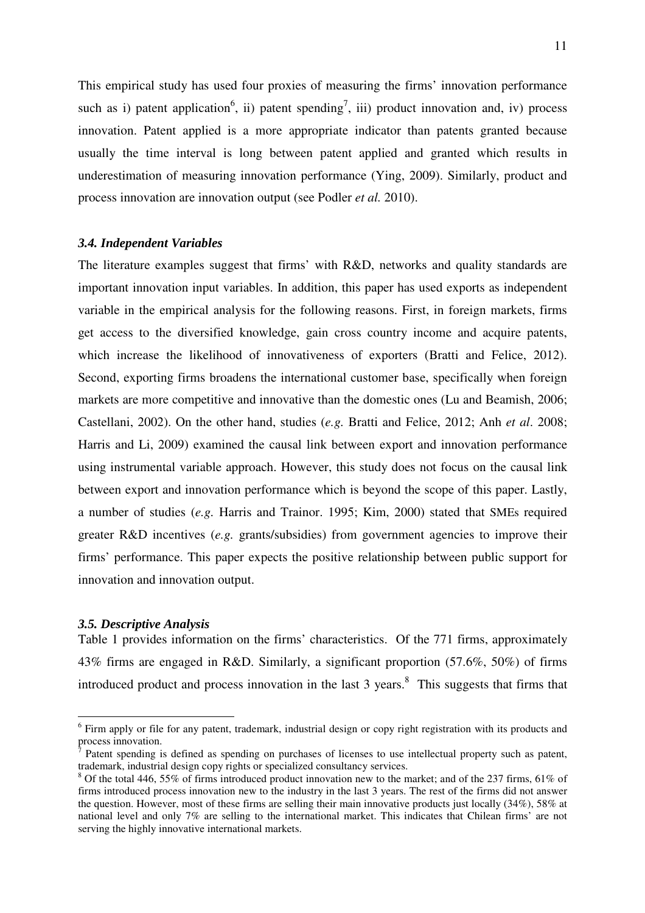This empirical study has used four proxies of measuring the firms' innovation performance such as i) patent application[6], ii) patent spending[7], iii) product innovation and, iv) process innovation. Patent applied is a more appropriate indicator than patents granted because usually the time interval is long between patent applied and granted which results in underestimation of measuring innovation performance (Ying, 2009). Similarly, product and process innovation are innovation output (see Podler *et al.* 2010).

### *3.4. Independent Variables*

The literature examples suggest that firms' with R&D, networks and quality standards are important innovation input variables. In addition, this paper has used exports as independent variable in the empirical analysis for the following reasons. First, in foreign markets, firms get access to the diversified knowledge, gain cross country income and acquire patents, which increase the likelihood of innovativeness of exporters (Bratti and Felice, 2012). Second, exporting firms broadens the international customer base, specifically when foreign markets are more competitive and innovative than the domestic ones (Lu and Beamish, 2006; Castellani, 2002). On the other hand, studies (*e.g.* Bratti and Felice, 2012; Anh *et al*. 2008; Harris and Li, 2009) examined the causal link between export and innovation performance using instrumental variable approach. However, this study does not focus on the causal link between export and innovation performance which is beyond the scope of this paper. Lastly, a number of studies (*e.g.* Harris and Trainor. 1995; Kim, 2000) stated that SMEs required greater R&D incentives (*e.g.* grants/subsidies) from government agencies to improve their firms' performance. This paper expects the positive relationship between public support for innovation and innovation output.

### *3.5. Descriptive Analysis*

Table 1 provides information on the firms' characteristics. Of the 771 firms, approximately 43% firms are engaged in R&D. Similarly, a significant proportion (57.6%, 50%) of firms introduced product and process innovation in the last 3 years.[8] This suggests that firms that

---

[6] Firm apply or file for any patent, trademark, industrial design or copy right registration with its products and process innovation.

[7] Patent spending is defined as spending on purchases of licenses to use intellectual property such as patent, trademark, industrial design copy rights or specialized consultancy services.

[8] Of the total 446, 55% of firms introduced product innovation new to the market; and of the 237 firms, 61% of firms introduced process innovation new to the industry in the last 3 years. The rest of the firms did not answer the question. However, most of these firms are selling their main innovative products just locally (34%), 58% at national level and only 7% are selling to the international market. This indicates that Chilean firms' are not serving the highly innovative international markets.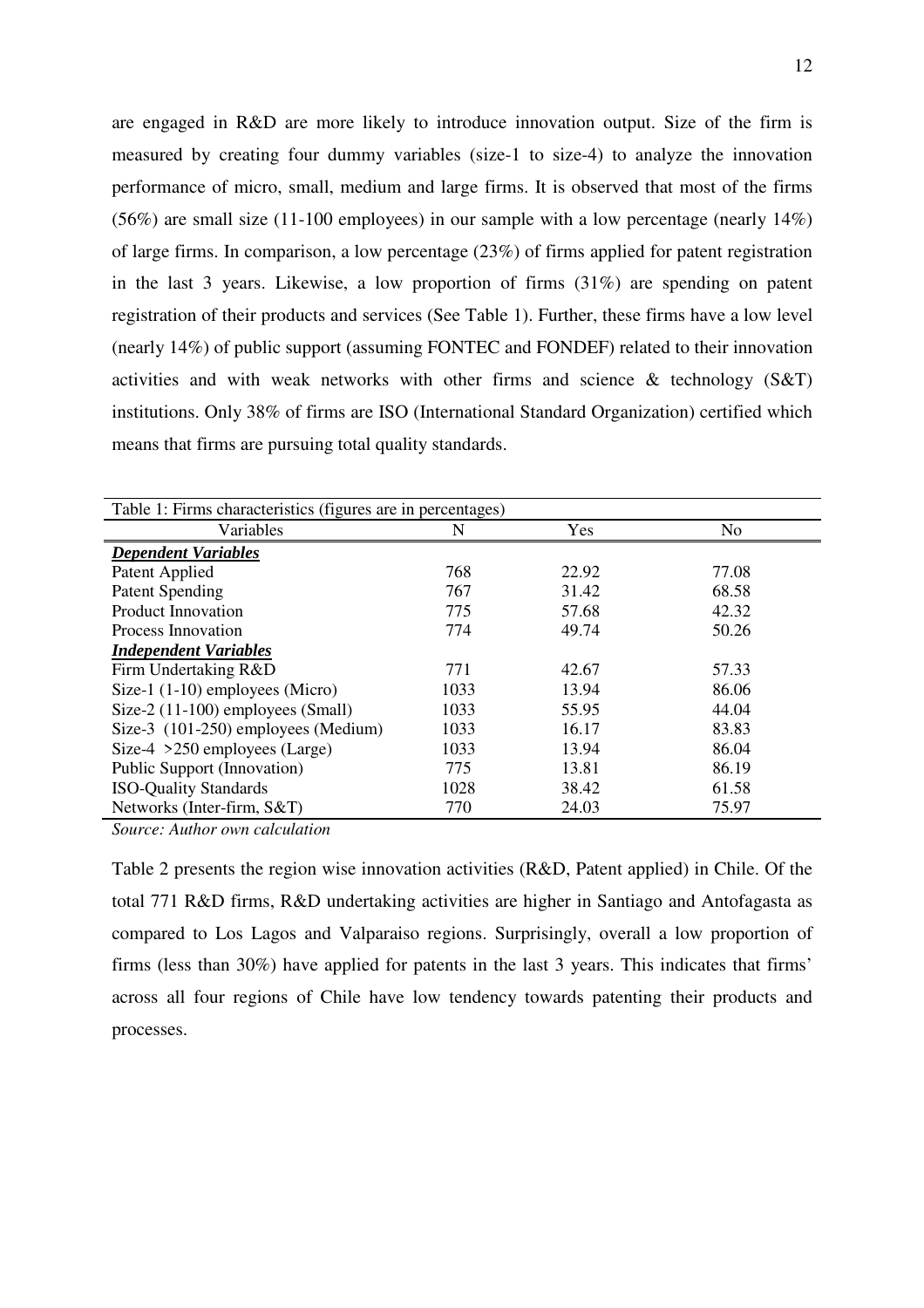are engaged in R&D are more likely to introduce innovation output. Size of the firm is measured by creating four dummy variables (size-1 to size-4) to analyze the innovation performance of micro, small, medium and large firms. It is observed that most of the firms (56%) are small size (11-100 employees) in our sample with a low percentage (nearly 14%) of large firms. In comparison, a low percentage (23%) of firms applied for patent registration in the last 3 years. Likewise, a low proportion of firms (31%) are spending on patent registration of their products and services (See Table 1). Further, these firms have a low level (nearly 14%) of public support (assuming FONTEC and FONDEF) related to their innovation activities and with weak networks with other firms and science & technology (S&T) institutions. Only 38% of firms are ISO (International Standard Organization) certified which means that firms are pursuing total quality standards.

Table 1: Firms characteristics (figures are in percentages)

| Variables | N | Yes | No |
|---|---|---|---|
| ***Dependent Variables*** | | | |
| Patent Applied | 768 | 22.92 | 77.08 |
| Patent Spending | 767 | 31.42 | 68.58 |
| Product Innovation | 775 | 57.68 | 42.32 |
| Process Innovation | 774 | 49.74 | 50.26 |
| ***Independent Variables*** | | | |
| Firm Undertaking R&D | 771 | 42.67 | 57.33 |
| Size-1 (1-10) employees (Micro) | 1033 | 13.94 | 86.06 |
| Size-2 (11-100) employees (Small) | 1033 | 55.95 | 44.04 |
| Size-3 (101-250) employees (Medium) | 1033 | 16.17 | 83.83 |
| Size-4 >250 employees (Large) | 1033 | 13.94 | 86.04 |
| Public Support (Innovation) | 775 | 13.81 | 86.19 |
| ISO-Quality Standards | 1028 | 38.42 | 61.58 |
| Networks (Inter-firm, S&T) | 770 | 24.03 | 75.97 |

*Source: Author own calculation*

Table 2 presents the region wise innovation activities (R&D, Patent applied) in Chile. Of the total 771 R&D firms, R&D undertaking activities are higher in Santiago and Antofagasta as compared to Los Lagos and Valparaiso regions. Surprisingly, overall a low proportion of firms (less than 30%) have applied for patents in the last 3 years. This indicates that firms' across all four regions of Chile have low tendency towards patenting their products and processes.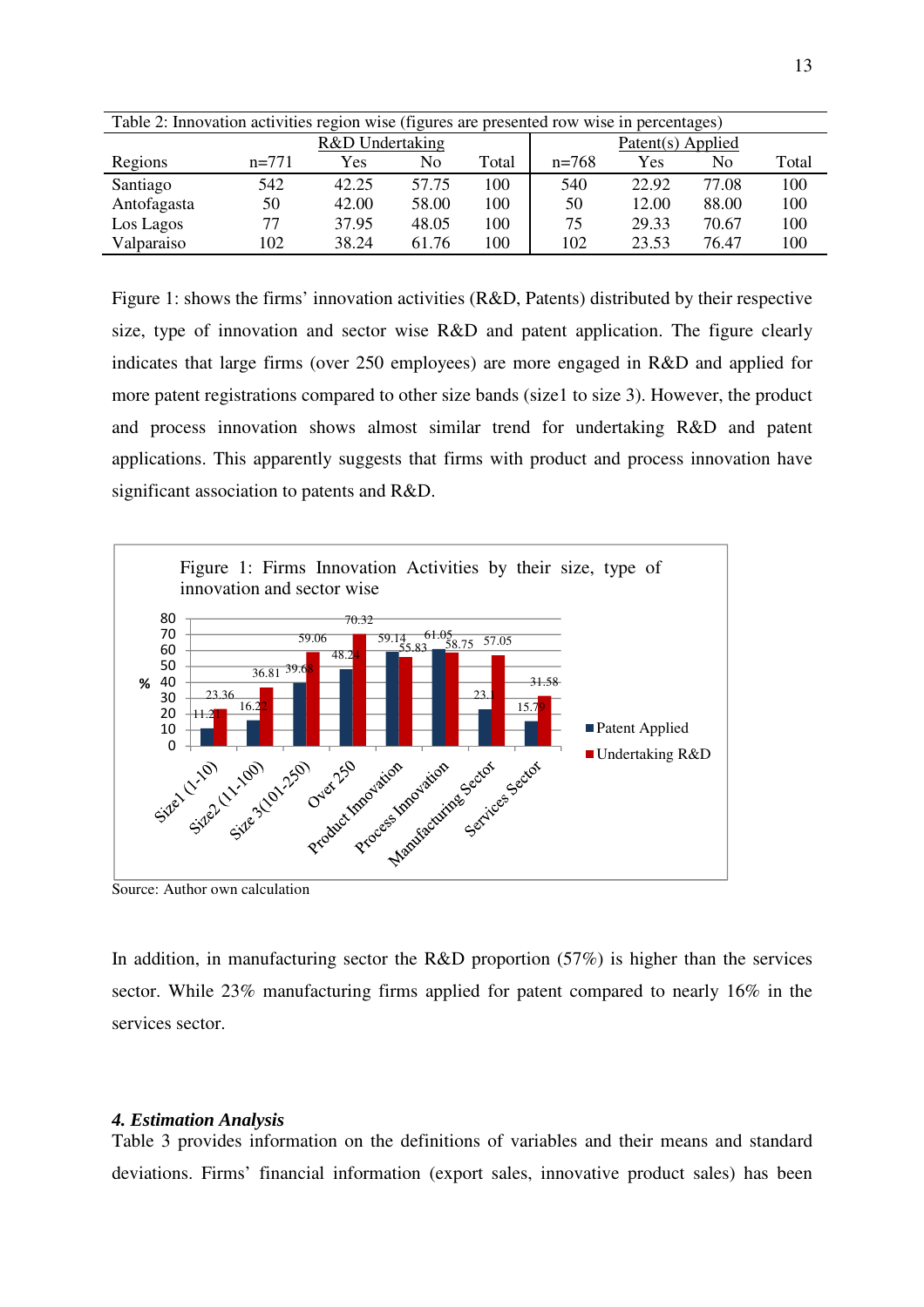Table 2: Innovation activities region wise (figures are presented row wise in percentages)

| | R&D Undertaking | | | | Patent(s) Applied | | | |
|---|---|---|---|---|---|---|---|---|
| Regions | n=771 | Yes | No | Total | n=768 | Yes | No | Total |
| Santiago | 542 | 42.25 | 57.75 | 100 | 540 | 22.92 | 77.08 | 100 |
| Antofagasta | 50 | 42.00 | 58.00 | 100 | 50 | 12.00 | 88.00 | 100 |
| Los Lagos | 77 | 37.95 | 48.05 | 100 | 75 | 29.33 | 70.67 | 100 |
| Valparaiso | 102 | 38.24 | 61.76 | 100 | 102 | 23.53 | 76.47 | 100 |

Figure 1: shows the firms' innovation activities (R&D, Patents) distributed by their respective size, type of innovation and sector wise R&D and patent application. The figure clearly indicates that large firms (over 250 employees) are more engaged in R&D and applied for more patent registrations compared to other size bands (size1 to size 3). However, the product and process innovation shows almost similar trend for undertaking R&D and patent applications. This apparently suggests that firms with product and process innovation have significant association to patents and R&D.

Figure 1: Firms Innovation Activities by their size, type of innovation and sector wise

| | Patent Applied (%) | Undertaking R&D (%) |
|---|---|---|
| Size1 (1-10) | 11.21 | 23.36 |
| Size2 (11-100) | 16.22 | 36.81 |
| Size 3(101-250) | 39.68 | 59.06 |
| Over 250 | 48.24 | 70.32 |
| Product Innovation | 59.14 | 55.83 |
| Process Innovation | 61.05 | 58.75 |
| Manufacturing Sector | 23.1 | 57.05 |
| Services Sector | 15.79 | 31.58 |

Source: Author own calculation

In addition, in manufacturing sector the R&D proportion (57%) is higher than the services sector. While 23% manufacturing firms applied for patent compared to nearly 16% in the services sector.

#### *4. Estimation Analysis*

Table 3 provides information on the definitions of variables and their means and standard deviations. Firms' financial information (export sales, innovative product sales) has been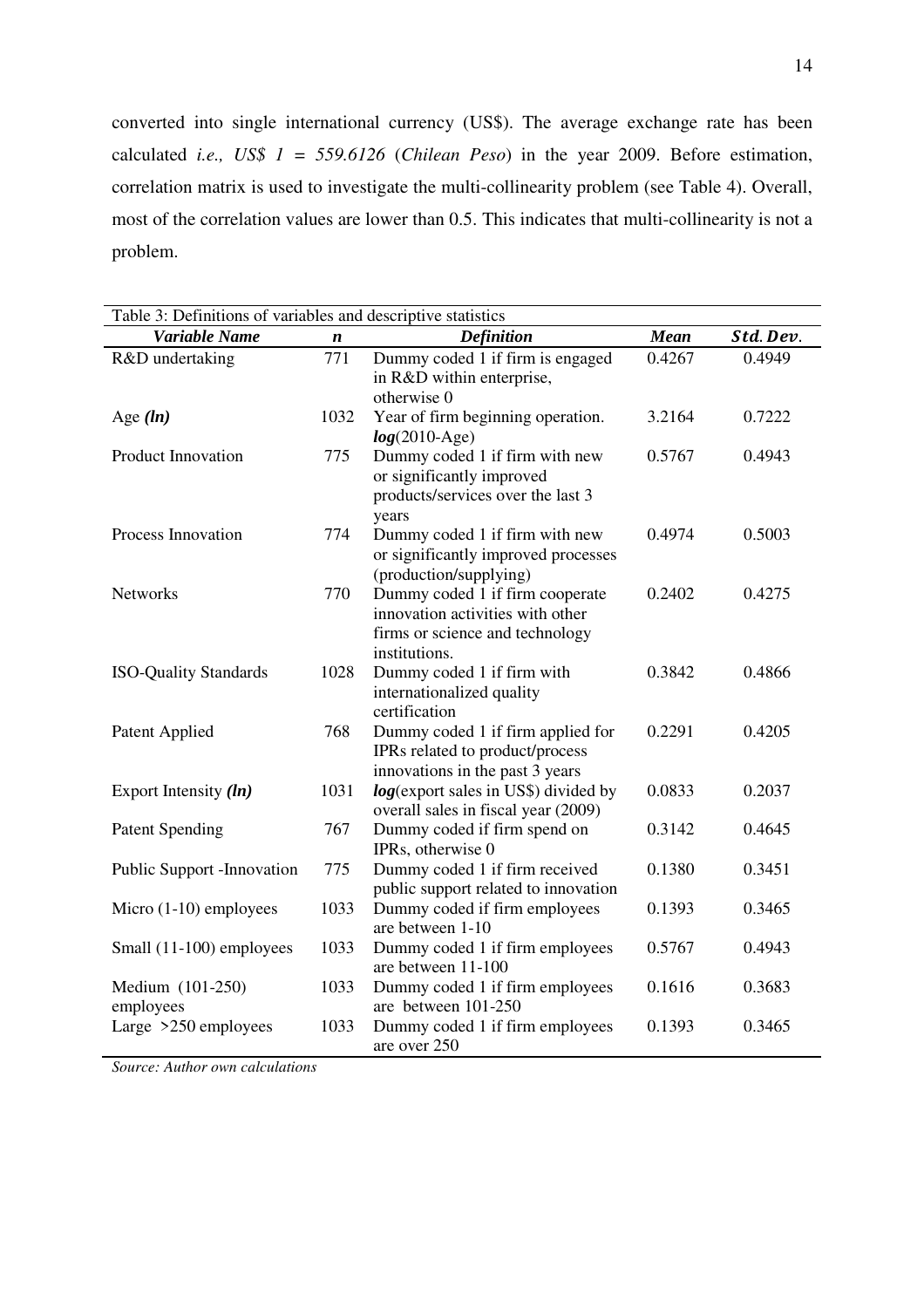converted into single international currency (US$). The average exchange rate has been calculated *i.e., US$ 1 = 559.6126* (*Chilean Peso*) in the year 2009. Before estimation, correlation matrix is used to investigate the multi-collinearity problem (see Table 4). Overall, most of the correlation values are lower than 0.5. This indicates that multi-collinearity is not a problem.

Table 3: Definitions of variables and descriptive statistics

| *Variable Name* | *n* | *Definition* | *Mean* | *Std. Dev.* |
|---|---|---|---|---|
| R&D undertaking | 771 | Dummy coded 1 if firm is engaged in R&D within enterprise, otherwise 0 | 0.4267 | 0.4949 |
| Age *(ln)* | 1032 | Year of firm beginning operation. ***log***(2010-Age) | 3.2164 | 0.7222 |
| Product Innovation | 775 | Dummy coded 1 if firm with new or significantly improved products/services over the last 3 years | 0.5767 | 0.4943 |
| Process Innovation | 774 | Dummy coded 1 if firm with new or significantly improved processes (production/supplying) | 0.4974 | 0.5003 |
| Networks | 770 | Dummy coded 1 if firm cooperate innovation activities with other firms or science and technology institutions. | 0.2402 | 0.4275 |
| ISO-Quality Standards | 1028 | Dummy coded 1 if firm with internationalized quality certification | 0.3842 | 0.4866 |
| Patent Applied | 768 | Dummy coded 1 if firm applied for IPRs related to product/process innovations in the past 3 years | 0.2291 | 0.4205 |
| Export Intensity *(ln)* | 1031 | ***log***(export sales in US$) divided by overall sales in fiscal year (2009) | 0.0833 | 0.2037 |
| Patent Spending | 767 | Dummy coded if firm spend on IPRs, otherwise 0 | 0.3142 | 0.4645 |
| Public Support -Innovation | 775 | Dummy coded 1 if firm received public support related to innovation | 0.1380 | 0.3451 |
| Micro (1-10) employees | 1033 | Dummy coded if firm employees are between 1-10 | 0.1393 | 0.3465 |
| Small (11-100) employees | 1033 | Dummy coded 1 if firm employees are between 11-100 | 0.5767 | 0.4943 |
| Medium (101-250) employees | 1033 | Dummy coded 1 if firm employees are between 101-250 | 0.1616 | 0.3683 |
| Large >250 employees | 1033 | Dummy coded 1 if firm employees are over 250 | 0.1393 | 0.3465 |

*Source: Author own calculations*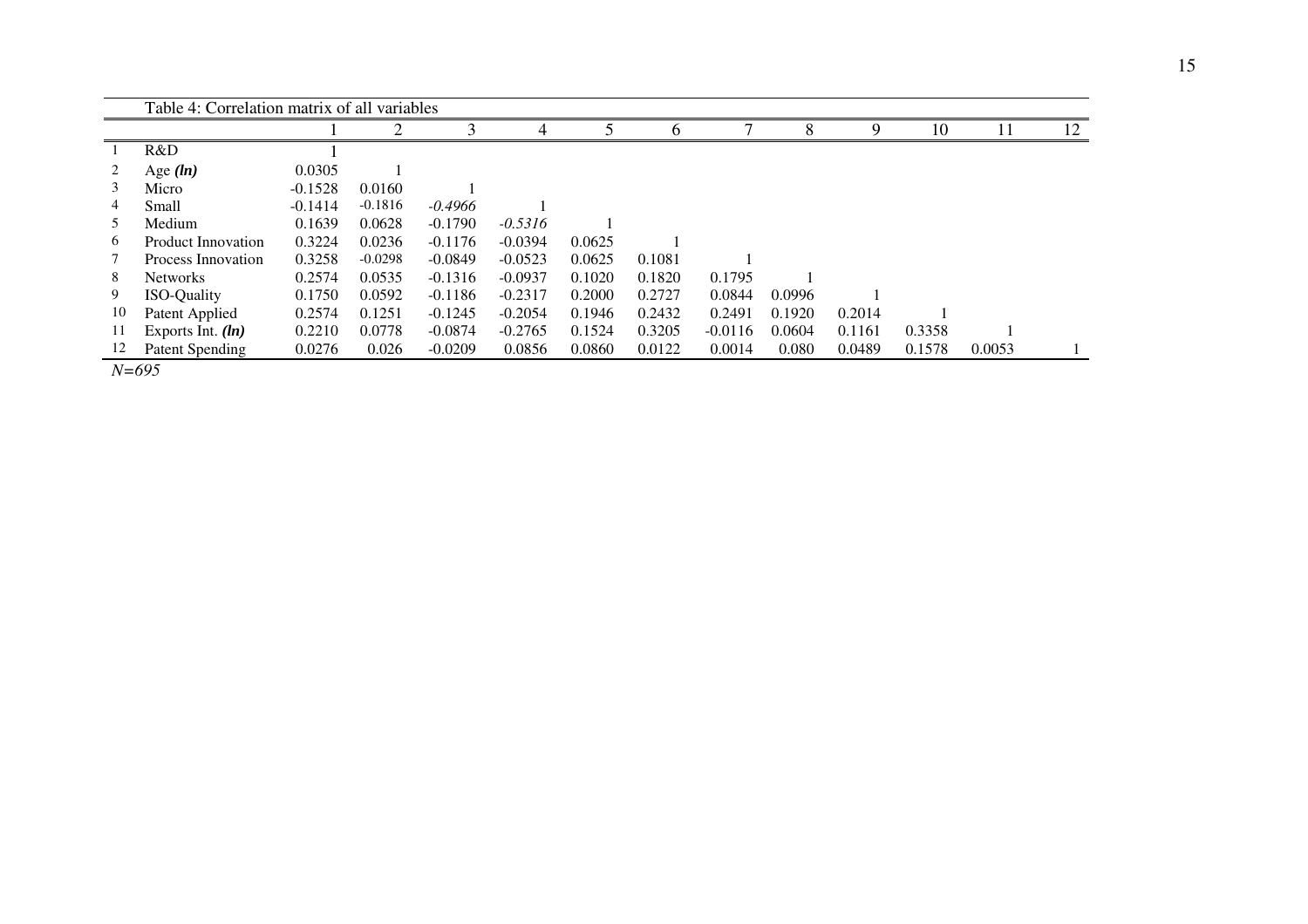Table 4: Correlation matrix of all variables

| | | 1 | 2 | 3 | 4 | 5 | 6 | 7 | 8 | 9 | 10 | 11 | 12 |
|---|---|---|---|---|---|---|---|---|---|---|---|---|---|
| 1 | R&D | 1 | | | | | | | | | | | |
| 2 | Age ***(ln)*** | 0.0305 | 1 | | | | | | | | | | |
| 3 | Micro | -0.1528 | 0.0160 | 1 | | | | | | | | | |
| 4 | Small | -0.1414 | -0.1816 | *-0.4966* | 1 | | | | | | | | |
| 5 | Medium | 0.1639 | 0.0628 | -0.1790 | *-0.5316* | 1 | | | | | | | |
| 6 | Product Innovation | 0.3224 | 0.0236 | -0.1176 | -0.0394 | 0.0625 | 1 | | | | | | |
| 7 | Process Innovation | 0.3258 | -0.0298 | -0.0849 | -0.0523 | 0.0625 | 0.1081 | 1 | | | | | |
| 8 | Networks | 0.2574 | 0.0535 | -0.1316 | -0.0937 | 0.1020 | 0.1820 | 0.1795 | 1 | | | | |
| 9 | ISO-Quality | 0.1750 | 0.0592 | -0.1186 | -0.2317 | 0.2000 | 0.2727 | 0.0844 | 0.0996 | 1 | | | |
| 10 | Patent Applied | 0.2574 | 0.1251 | -0.1245 | -0.2054 | 0.1946 | 0.2432 | 0.2491 | 0.1920 | 0.2014 | 1 | | |
| 11 | Exports Int. ***(ln)*** | 0.2210 | 0.0778 | -0.0874 | -0.2765 | 0.1524 | 0.3205 | -0.0116 | 0.0604 | 0.1161 | 0.3358 | 1 | |
| 12 | Patent Spending | 0.0276 | 0.026 | -0.0209 | 0.0856 | 0.0860 | 0.0122 | 0.0014 | 0.080 | 0.0489 | 0.1578 | 0.0053 | 1 |

*N=695*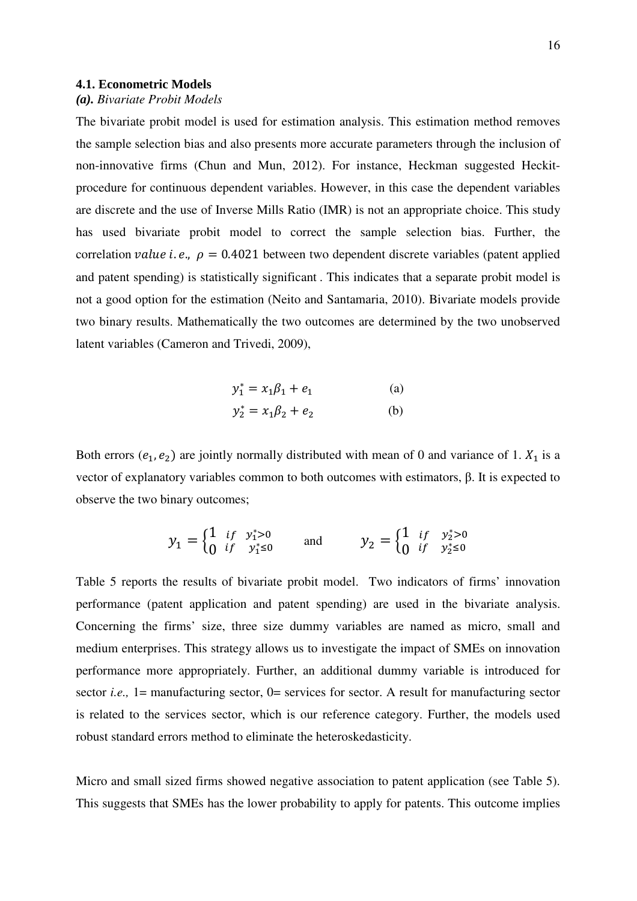### 4.1. Econometric Models

***(a).** Bivariate Probit Models*

The bivariate probit model is used for estimation analysis. This estimation method removes the sample selection bias and also presents more accurate parameters through the inclusion of non-innovative firms (Chun and Mun, 2012). For instance, Heckman suggested Heckit-procedure for continuous dependent variables. However, in this case the dependent variables are discrete and the use of Inverse Mills Ratio (IMR) is not an appropriate choice. This study has used bivariate probit model to correct the sample selection bias. Further, the correlation $value\ i.e.,\ \rho = 0.4021$ between two dependent discrete variables (patent applied and patent spending) is statistically significant . This indicates that a separate probit model is not a good option for the estimation (Neito and Santamaria, 2010). Bivariate models provide two binary results. Mathematically the two outcomes are determined by the two unobserved latent variables (Cameron and Trivedi, 2009),

$$y_1^* = x_1\beta_1 + e_1 \qquad \text{(a)}$$

$$y_2^* = x_1\beta_2 + e_2 \qquad \text{(b)}$$

Both errors $(e_1, e_2)$ are jointly normally distributed with mean of 0 and variance of 1. $X_1$ is a vector of explanatory variables common to both outcomes with estimators, β. It is expected to observe the two binary outcomes;

$$y_1 = \begin{cases} 1 & if \quad y_1^* > 0 \\ 0 & if \quad y_1^* \leq 0 \end{cases} \qquad \text{and} \qquad y_2 = \begin{cases} 1 & if \quad y_2^* > 0 \\ 0 & if \quad y_2^* \leq 0 \end{cases}$$

Table 5 reports the results of bivariate probit model. Two indicators of firms' innovation performance (patent application and patent spending) are used in the bivariate analysis. Concerning the firms' size, three size dummy variables are named as micro, small and medium enterprises. This strategy allows us to investigate the impact of SMEs on innovation performance more appropriately. Further, an additional dummy variable is introduced for sector *i.e.,* 1= manufacturing sector, 0= services for sector. A result for manufacturing sector is related to the services sector, which is our reference category. Further, the models used robust standard errors method to eliminate the heteroskedasticity.

Micro and small sized firms showed negative association to patent application (see Table 5). This suggests that SMEs has the lower probability to apply for patents. This outcome implies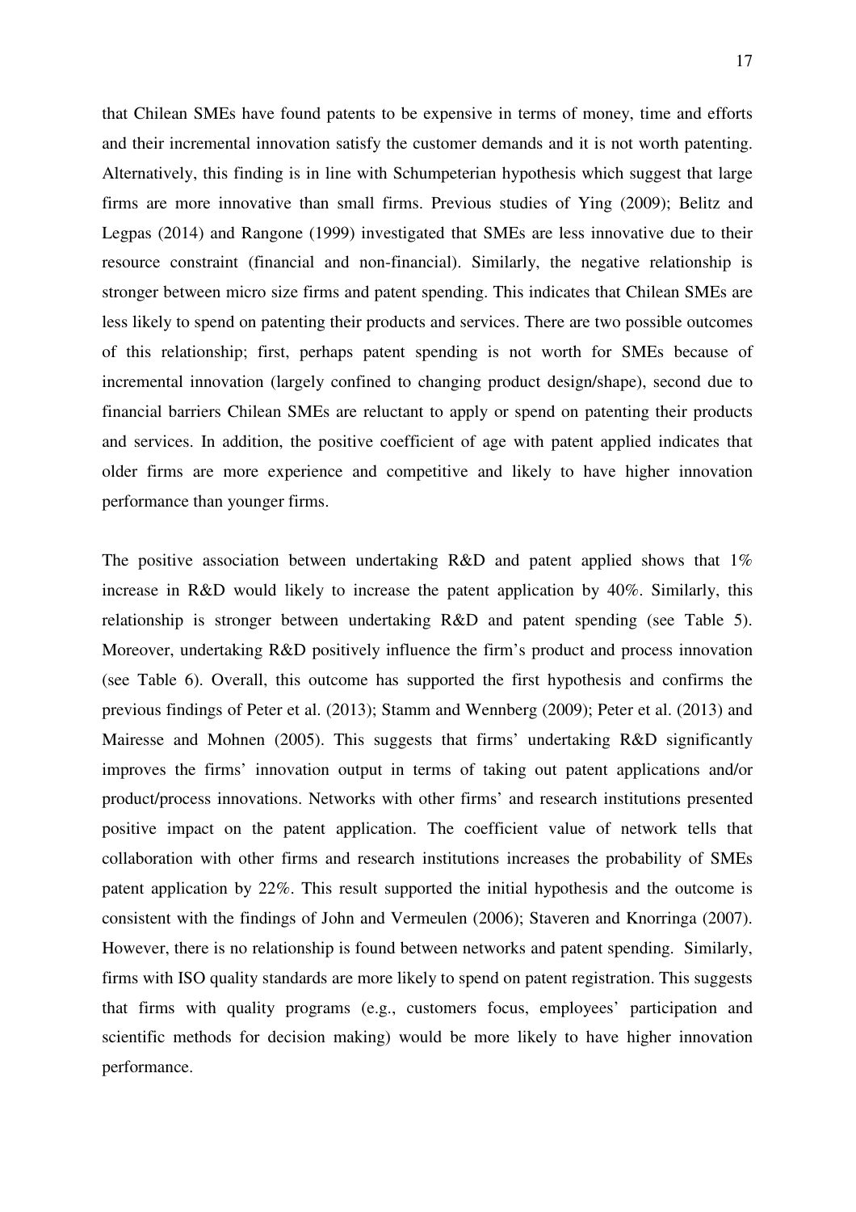that Chilean SMEs have found patents to be expensive in terms of money, time and efforts and their incremental innovation satisfy the customer demands and it is not worth patenting. Alternatively, this finding is in line with Schumpeterian hypothesis which suggest that large firms are more innovative than small firms. Previous studies of Ying (2009); Belitz and Legpas (2014) and Rangone (1999) investigated that SMEs are less innovative due to their resource constraint (financial and non-financial). Similarly, the negative relationship is stronger between micro size firms and patent spending. This indicates that Chilean SMEs are less likely to spend on patenting their products and services. There are two possible outcomes of this relationship; first, perhaps patent spending is not worth for SMEs because of incremental innovation (largely confined to changing product design/shape), second due to financial barriers Chilean SMEs are reluctant to apply or spend on patenting their products and services. In addition, the positive coefficient of age with patent applied indicates that older firms are more experience and competitive and likely to have higher innovation performance than younger firms.

The positive association between undertaking R&D and patent applied shows that 1% increase in R&D would likely to increase the patent application by 40%. Similarly, this relationship is stronger between undertaking R&D and patent spending (see Table 5). Moreover, undertaking R&D positively influence the firm's product and process innovation (see Table 6). Overall, this outcome has supported the first hypothesis and confirms the previous findings of Peter et al. (2013); Stamm and Wennberg (2009); Peter et al. (2013) and Mairesse and Mohnen (2005). This suggests that firms' undertaking R&D significantly improves the firms' innovation output in terms of taking out patent applications and/or product/process innovations. Networks with other firms' and research institutions presented positive impact on the patent application. The coefficient value of network tells that collaboration with other firms and research institutions increases the probability of SMEs patent application by 22%. This result supported the initial hypothesis and the outcome is consistent with the findings of John and Vermeulen (2006); Staveren and Knorringa (2007). However, there is no relationship is found between networks and patent spending. Similarly, firms with ISO quality standards are more likely to spend on patent registration. This suggests that firms with quality programs (e.g., customers focus, employees' participation and scientific methods for decision making) would be more likely to have higher innovation performance.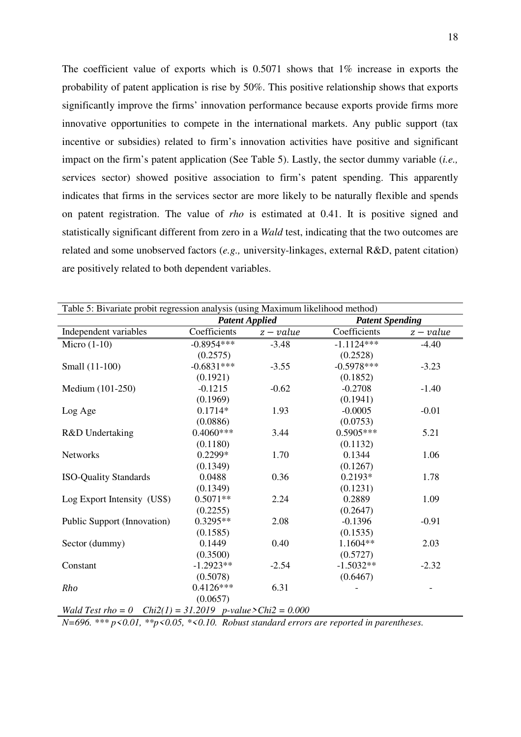The coefficient value of exports which is 0.5071 shows that 1% increase in exports the probability of patent application is rise by 50%. This positive relationship shows that exports significantly improve the firms' innovation performance because exports provide firms more innovative opportunities to compete in the international markets. Any public support (tax incentive or subsidies) related to firm's innovation activities have positive and significant impact on the firm's patent application (See Table 5). Lastly, the sector dummy variable (*i.e.,* services sector) showed positive association to firm's patent spending. This apparently indicates that firms in the services sector are more likely to be naturally flexible and spends on patent registration. The value of *rho* is estimated at 0.41. It is positive signed and statistically significant different from zero in a *Wald* test, indicating that the two outcomes are related and some unobserved factors (*e.g.,* university-linkages, external R&D, patent citation) are positively related to both dependent variables.

Table 5: Bivariate probit regression analysis (using Maximum likelihood method)

| | ***Patent Applied*** | | ***Patent Spending*** | |
|---|---|---|---|---|
| Independent variables | Coefficients | $z-value$ | Coefficients | $z-value$ |
| Micro (1-10) | -0.8954*** | -3.48 | -1.1124*** | -4.40 |
| | (0.2575) | | (0.2528) | |
| Small (11-100) | -0.6831*** | -3.55 | -0.5978*** | -3.23 |
| | (0.1921) | | (0.1852) | |
| Medium (101-250) | -0.1215 | -0.62 | -0.2708 | -1.40 |
| | (0.1969) | | (0.1941) | |
| Log Age | 0.1714* | 1.93 | -0.0005 | -0.01 |
| | (0.0886) | | (0.0753) | |
| R&D Undertaking | 0.4060*** | 3.44 | 0.5905*** | 5.21 |
| | (0.1180) | | (0.1132) | |
| Networks | 0.2299* | 1.70 | 0.1344 | 1.06 |
| | (0.1349) | | (0.1267) | |
| ISO-Quality Standards | 0.0488 | 0.36 | 0.2193* | 1.78 |
| | (0.1349) | | (0.1231) | |
| Log Export Intensity (US$) | 0.5071** | 2.24 | 0.2889 | 1.09 |
| | (0.2255) | | (0.2647) | |
| Public Support (Innovation) | 0.3295** | 2.08 | -0.1396 | -0.91 |
| | (0.1585) | | (0.1535) | |
| Sector (dummy) | 0.1449 | 0.40 | 1.1604** | 2.03 |
| | (0.3500) | | (0.5727) | |
| Constant | -1.2923** | -2.54 | -1.5032** | -2.32 |
| | (0.5078) | | (0.6467) | |
| *Rho* | 0.4126*** | 6.31 | - | - |
| | (0.0657) | | | |
| *Wald Test rho = 0 Chi2(1) = 31.2019 p-value>Chi2 = 0.000* | | | | |

*N=696. *** p<0.01, **p<0.05, *<0.10. Robust standard errors are reported in parentheses.*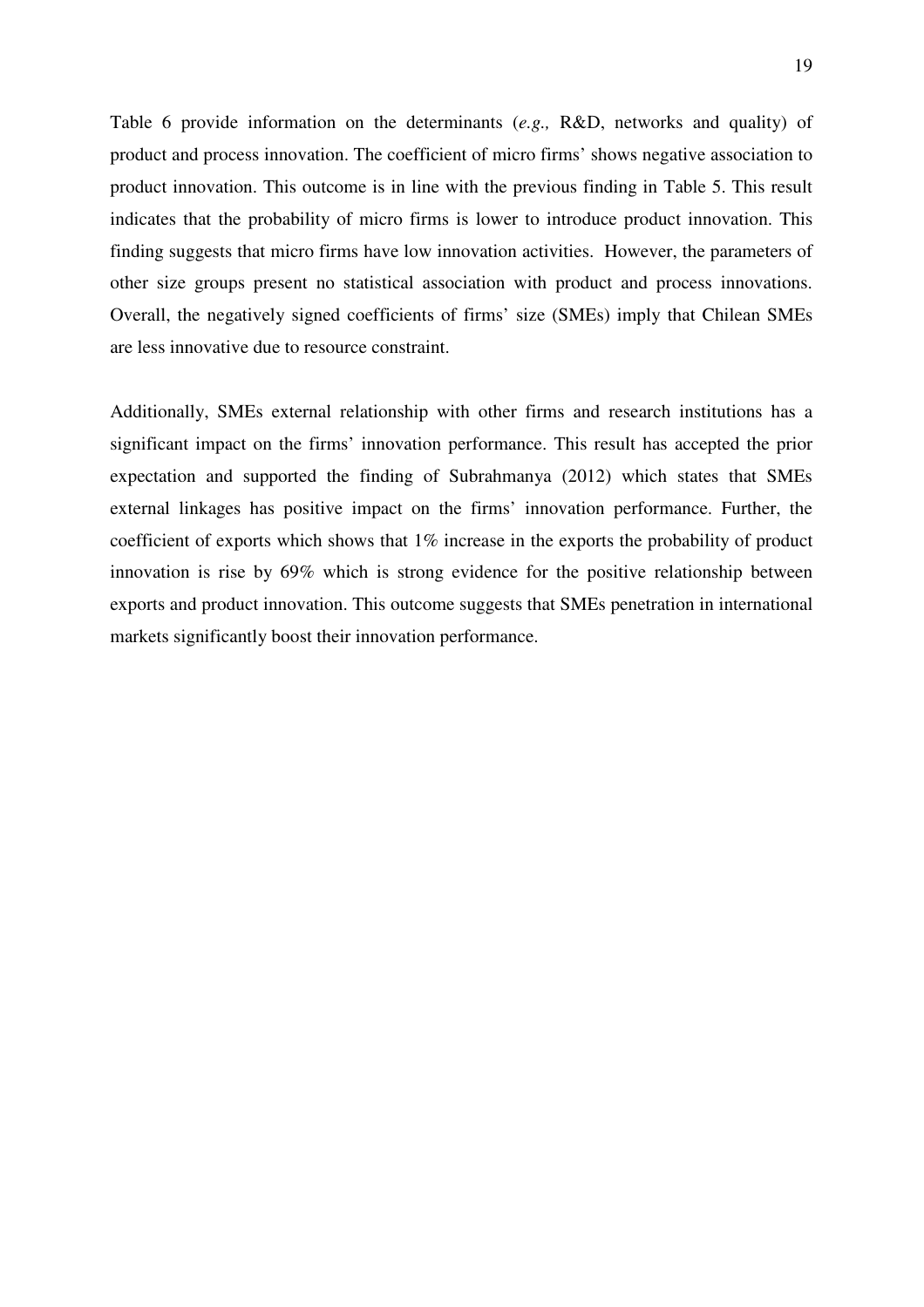Table 6 provide information on the determinants (*e.g.,* R&D, networks and quality) of product and process innovation. The coefficient of micro firms' shows negative association to product innovation. This outcome is in line with the previous finding in Table 5. This result indicates that the probability of micro firms is lower to introduce product innovation. This finding suggests that micro firms have low innovation activities. However, the parameters of other size groups present no statistical association with product and process innovations. Overall, the negatively signed coefficients of firms' size (SMEs) imply that Chilean SMEs are less innovative due to resource constraint.

Additionally, SMEs external relationship with other firms and research institutions has a significant impact on the firms' innovation performance. This result has accepted the prior expectation and supported the finding of Subrahmanya (2012) which states that SMEs external linkages has positive impact on the firms' innovation performance. Further, the coefficient of exports which shows that 1% increase in the exports the probability of product innovation is rise by 69% which is strong evidence for the positive relationship between exports and product innovation. This outcome suggests that SMEs penetration in international markets significantly boost their innovation performance.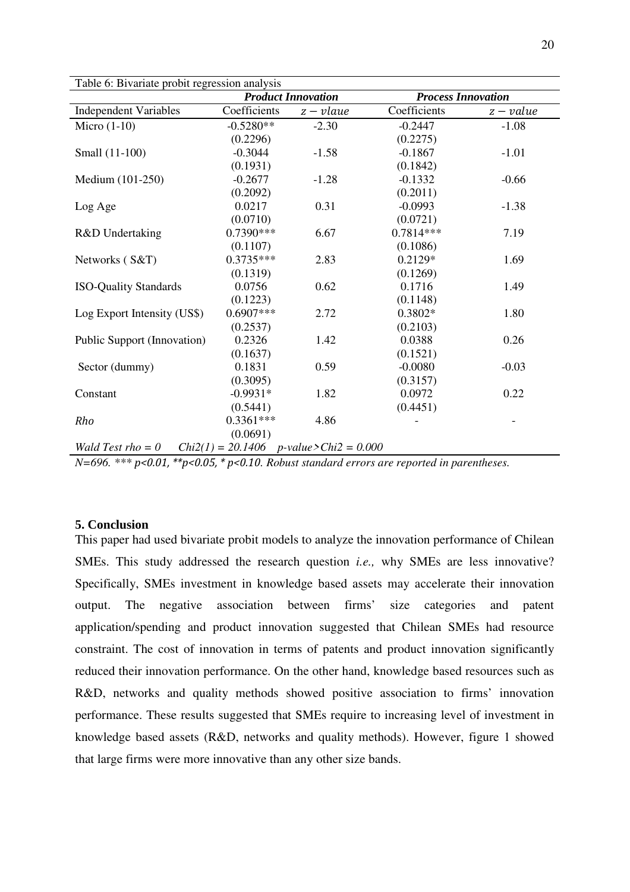Table 6: Bivariate probit regression analysis

| | *Product Innovation* | | *Process Innovation* | |
|---|---|---|---|---|
| Independent Variables | Coefficients | $z-vlaue$ | Coefficients | $z-value$ |
| Micro (1-10) | -0.5280** | -2.30 | -0.2447 | -1.08 |
| | (0.2296) | | (0.2275) | |
| Small (11-100) | -0.3044 | -1.58 | -0.1867 | -1.01 |
| | (0.1931) | | (0.1842) | |
| Medium (101-250) | -0.2677 | -1.28 | -0.1332 | -0.66 |
| | (0.2092) | | (0.2011) | |
| Log Age | 0.0217 | 0.31 | -0.0993 | -1.38 |
| | (0.0710) | | (0.0721) | |
| R&D Undertaking | 0.7390*** | 6.67 | 0.7814*** | 7.19 |
| | (0.1107) | | (0.1086) | |
| Networks ( S&T) | 0.3735*** | 2.83 | 0.2129* | 1.69 |
| | (0.1319) | | (0.1269) | |
| ISO-Quality Standards | 0.0756 | 0.62 | 0.1716 | 1.49 |
| | (0.1223) | | (0.1148) | |
| Log Export Intensity (US$) | 0.6907*** | 2.72 | 0.3802* | 1.80 |
| | (0.2537) | | (0.2103) | |
| Public Support (Innovation) | 0.2326 | 1.42 | 0.0388 | 0.26 |
| | (0.1637) | | (0.1521) | |
| Sector (dummy) | 0.1831 | 0.59 | -0.0080 | -0.03 |
| | (0.3095) | | (0.3157) | |
| Constant | -0.9931* | 1.82 | 0.0972 | 0.22 |
| | (0.5441) | | (0.4451) | |
| *Rho* | 0.3361*** | 4.86 | - | - |
| | (0.0691) | | | |
| *Wald Test rho = 0* | *Chi2(1) = 20.1406* | *p-value>Chi2 = 0.000* | | |

*N=696. *** p<0.01, **p<0.05, * p<0.10. Robust standard errors are reported in parentheses.*

## 5. Conclusion

This paper had used bivariate probit models to analyze the innovation performance of Chilean SMEs. This study addressed the research question *i.e.,* why SMEs are less innovative? Specifically, SMEs investment in knowledge based assets may accelerate their innovation output. The negative association between firms' size categories and patent application/spending and product innovation suggested that Chilean SMEs had resource constraint. The cost of innovation in terms of patents and product innovation significantly reduced their innovation performance. On the other hand, knowledge based resources such as R&D, networks and quality methods showed positive association to firms' innovation performance. These results suggested that SMEs require to increasing level of investment in knowledge based assets (R&D, networks and quality methods). However, figure 1 showed that large firms were more innovative than any other size bands.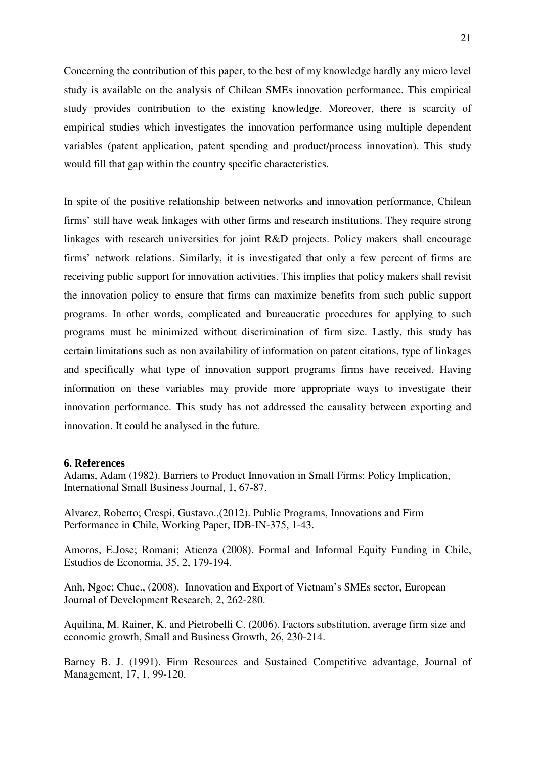Concerning the contribution of this paper, to the best of my knowledge hardly any micro level study is available on the analysis of Chilean SMEs innovation performance. This empirical study provides contribution to the existing knowledge. Moreover, there is scarcity of empirical studies which investigates the innovation performance using multiple dependent variables (patent application, patent spending and product/process innovation). This study would fill that gap within the country specific characteristics.

In spite of the positive relationship between networks and innovation performance, Chilean firms' still have weak linkages with other firms and research institutions. They require strong linkages with research universities for joint R&D projects. Policy makers shall encourage firms' network relations. Similarly, it is investigated that only a few percent of firms are receiving public support for innovation activities. This implies that policy makers shall revisit the innovation policy to ensure that firms can maximize benefits from such public support programs. In other words, complicated and bureaucratic procedures for applying to such programs must be minimized without discrimination of firm size. Lastly, this study has certain limitations such as non availability of information on patent citations, type of linkages and specifically what type of innovation support programs firms have received. Having information on these variables may provide more appropriate ways to investigate their innovation performance. This study has not addressed the causality between exporting and innovation. It could be analysed in the future.

## 6. References

Adams, Adam (1982). Barriers to Product Innovation in Small Firms: Policy Implication, International Small Business Journal, 1, 67-87.

Alvarez, Roberto; Crespi, Gustavo.,(2012). Public Programs, Innovations and Firm Performance in Chile, Working Paper, IDB-IN-375, 1-43.

Amoros, E.Jose; Romani; Atienza (2008). Formal and Informal Equity Funding in Chile, Estudios de Economia, 35, 2, 179-194.

Anh, Ngoc; Chuc., (2008). Innovation and Export of Vietnam's SMEs sector, European Journal of Development Research, 2, 262-280.

Aquilina, M. Rainer, K. and Pietrobelli C. (2006). Factors substitution, average firm size and economic growth, Small and Business Growth, 26, 230-214.

Barney B. J. (1991). Firm Resources and Sustained Competitive advantage, Journal of Management, 17, 1, 99-120.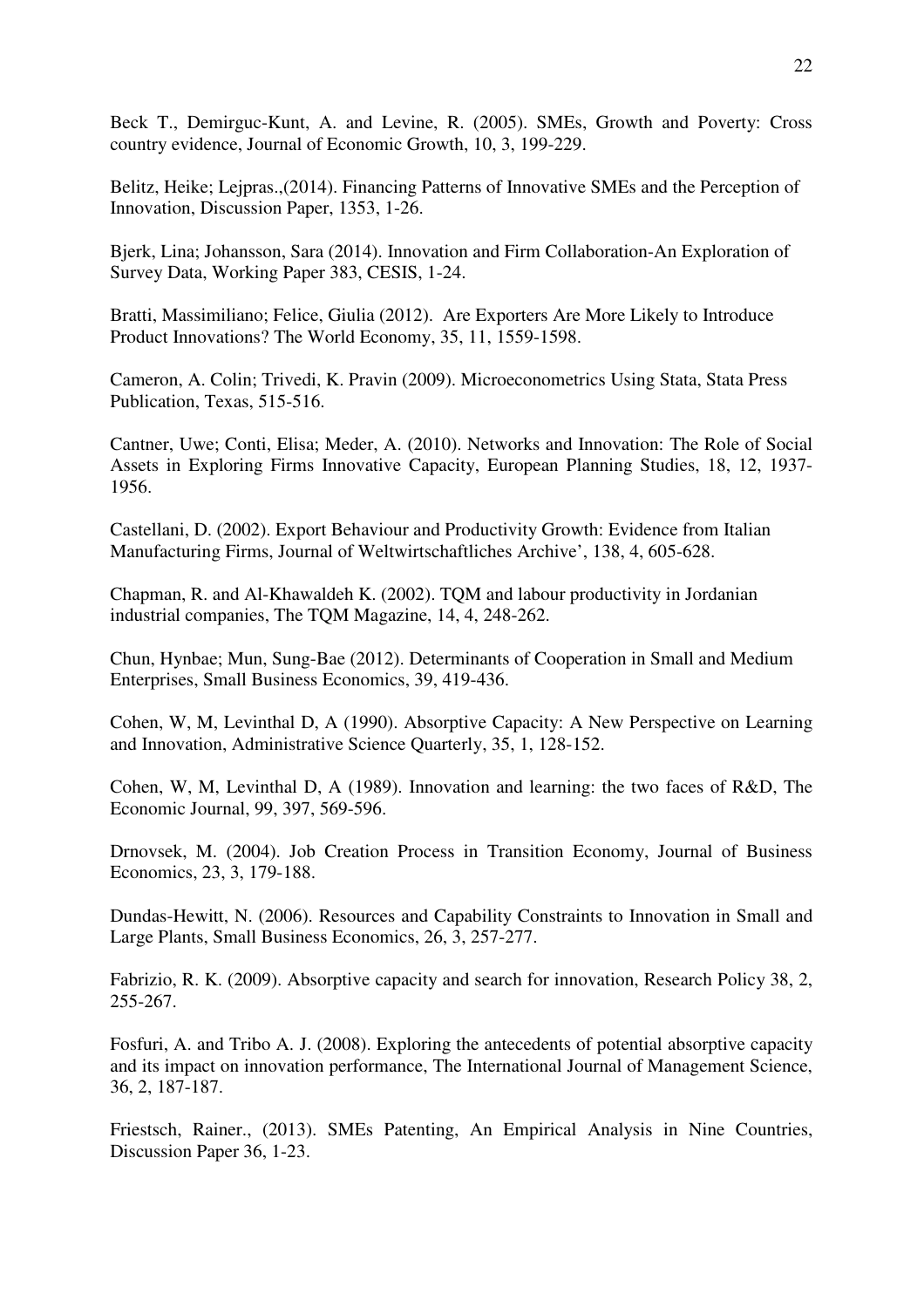Beck T., Demirguc-Kunt, A. and Levine, R. (2005). SMEs, Growth and Poverty: Cross country evidence, Journal of Economic Growth, 10, 3, 199-229.

Belitz, Heike; Lejpras.,(2014). Financing Patterns of Innovative SMEs and the Perception of Innovation, Discussion Paper, 1353, 1-26.

Bjerk, Lina; Johansson, Sara (2014). Innovation and Firm Collaboration-An Exploration of Survey Data, Working Paper 383, CESIS, 1-24.

Bratti, Massimiliano; Felice, Giulia (2012). Are Exporters Are More Likely to Introduce Product Innovations? The World Economy, 35, 11, 1559-1598.

Cameron, A. Colin; Trivedi, K. Pravin (2009). Microeconometrics Using Stata, Stata Press Publication, Texas, 515-516.

Cantner, Uwe; Conti, Elisa; Meder, A. (2010). Networks and Innovation: The Role of Social Assets in Exploring Firms Innovative Capacity, European Planning Studies, 18, 12, 1937-1956.

Castellani, D. (2002). Export Behaviour and Productivity Growth: Evidence from Italian Manufacturing Firms, Journal of Weltwirtschaftliches Archive', 138, 4, 605-628.

Chapman, R. and Al-Khawaldeh K. (2002). TQM and labour productivity in Jordanian industrial companies, The TQM Magazine, 14, 4, 248-262.

Chun, Hynbae; Mun, Sung-Bae (2012). Determinants of Cooperation in Small and Medium Enterprises, Small Business Economics, 39, 419-436.

Cohen, W, M, Levinthal D, A (1990). Absorptive Capacity: A New Perspective on Learning and Innovation, Administrative Science Quarterly, 35, 1, 128-152.

Cohen, W, M, Levinthal D, A (1989). Innovation and learning: the two faces of R&D, The Economic Journal, 99, 397, 569-596.

Drnovsek, M. (2004). Job Creation Process in Transition Economy, Journal of Business Economics, 23, 3, 179-188.

Dundas-Hewitt, N. (2006). Resources and Capability Constraints to Innovation in Small and Large Plants, Small Business Economics, 26, 3, 257-277.

Fabrizio, R. K. (2009). Absorptive capacity and search for innovation, Research Policy 38, 2, 255-267.

Fosfuri, A. and Tribo A. J. (2008). Exploring the antecedents of potential absorptive capacity and its impact on innovation performance, The International Journal of Management Science, 36, 2, 187-187.

Friestsch, Rainer., (2013). SMEs Patenting, An Empirical Analysis in Nine Countries, Discussion Paper 36, 1-23.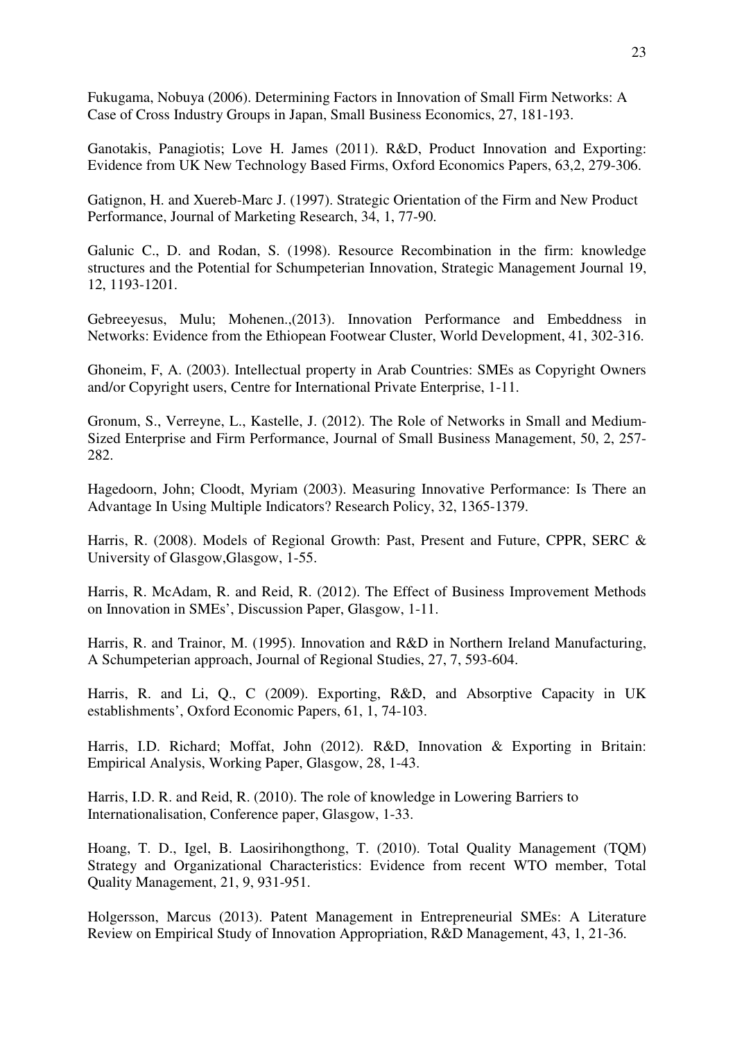Fukugama, Nobuya (2006). Determining Factors in Innovation of Small Firm Networks: A Case of Cross Industry Groups in Japan, Small Business Economics, 27, 181-193.

Ganotakis, Panagiotis; Love H. James (2011). R&D, Product Innovation and Exporting: Evidence from UK New Technology Based Firms, Oxford Economics Papers, 63,2, 279-306.

Gatignon, H. and Xuereb-Marc J. (1997). Strategic Orientation of the Firm and New Product Performance, Journal of Marketing Research, 34, 1, 77-90.

Galunic C., D. and Rodan, S. (1998). Resource Recombination in the firm: knowledge structures and the Potential for Schumpeterian Innovation, Strategic Management Journal 19, 12, 1193-1201.

Gebreeyesus, Mulu; Mohenen.,(2013). Innovation Performance and Embeddness in Networks: Evidence from the Ethiopean Footwear Cluster, World Development, 41, 302-316.

Ghoneim, F, A. (2003). Intellectual property in Arab Countries: SMEs as Copyright Owners and/or Copyright users, Centre for International Private Enterprise, 1-11.

Gronum, S., Verreyne, L., Kastelle, J. (2012). The Role of Networks in Small and Medium-Sized Enterprise and Firm Performance, Journal of Small Business Management, 50, 2, 257-282.

Hagedoorn, John; Cloodt, Myriam (2003). Measuring Innovative Performance: Is There an Advantage In Using Multiple Indicators? Research Policy, 32, 1365-1379.

Harris, R. (2008). Models of Regional Growth: Past, Present and Future, CPPR, SERC & University of Glasgow,Glasgow, 1-55.

Harris, R. McAdam, R. and Reid, R. (2012). The Effect of Business Improvement Methods on Innovation in SMEs', Discussion Paper, Glasgow, 1-11.

Harris, R. and Trainor, M. (1995). Innovation and R&D in Northern Ireland Manufacturing, A Schumpeterian approach, Journal of Regional Studies, 27, 7, 593-604.

Harris, R. and Li, Q., C (2009). Exporting, R&D, and Absorptive Capacity in UK establishments', Oxford Economic Papers, 61, 1, 74-103.

Harris, I.D. Richard; Moffat, John (2012). R&D, Innovation & Exporting in Britain: Empirical Analysis, Working Paper, Glasgow, 28, 1-43.

Harris, I.D. R. and Reid, R. (2010). The role of knowledge in Lowering Barriers to Internationalisation, Conference paper, Glasgow, 1-33.

Hoang, T. D., Igel, B. Laosirihongthong, T. (2010). Total Quality Management (TQM) Strategy and Organizational Characteristics: Evidence from recent WTO member, Total Quality Management, 21, 9, 931-951.

Holgersson, Marcus (2013). Patent Management in Entrepreneurial SMEs: A Literature Review on Empirical Study of Innovation Appropriation, R&D Management, 43, 1, 21-36.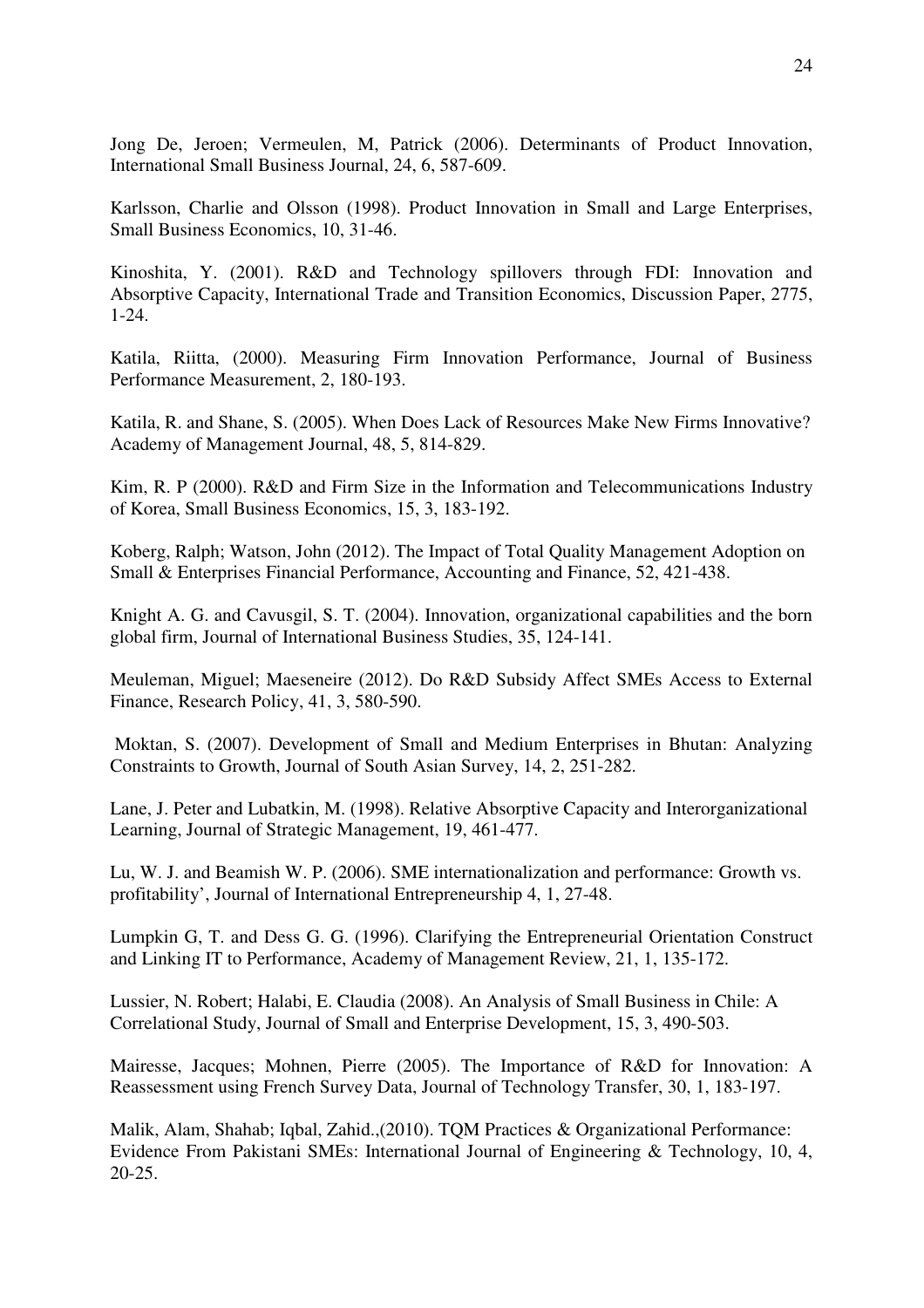Jong De, Jeroen; Vermeulen, M, Patrick (2006). Determinants of Product Innovation, International Small Business Journal, 24, 6, 587-609.

Karlsson, Charlie and Olsson (1998). Product Innovation in Small and Large Enterprises, Small Business Economics, 10, 31-46.

Kinoshita, Y. (2001). R&D and Technology spillovers through FDI: Innovation and Absorptive Capacity, International Trade and Transition Economics, Discussion Paper, 2775, 1-24.

Katila, Riitta, (2000). Measuring Firm Innovation Performance, Journal of Business Performance Measurement, 2, 180-193.

Katila, R. and Shane, S. (2005). When Does Lack of Resources Make New Firms Innovative? Academy of Management Journal, 48, 5, 814-829.

Kim, R. P (2000). R&D and Firm Size in the Information and Telecommunications Industry of Korea, Small Business Economics, 15, 3, 183-192.

Koberg, Ralph; Watson, John (2012). The Impact of Total Quality Management Adoption on Small & Enterprises Financial Performance, Accounting and Finance, 52, 421-438.

Knight A. G. and Cavusgil, S. T. (2004). Innovation, organizational capabilities and the born global firm, Journal of International Business Studies, 35, 124-141.

Meuleman, Miguel; Maeseneire (2012). Do R&D Subsidy Affect SMEs Access to External Finance, Research Policy, 41, 3, 580-590.

Moktan, S. (2007). Development of Small and Medium Enterprises in Bhutan: Analyzing Constraints to Growth, Journal of South Asian Survey, 14, 2, 251-282.

Lane, J. Peter and Lubatkin, M. (1998). Relative Absorptive Capacity and Interorganizational Learning, Journal of Strategic Management, 19, 461-477.

Lu, W. J. and Beamish W. P. (2006). SME internationalization and performance: Growth vs. profitability', Journal of International Entrepreneurship 4, 1, 27-48.

Lumpkin G, T. and Dess G. G. (1996). Clarifying the Entrepreneurial Orientation Construct and Linking IT to Performance, Academy of Management Review, 21, 1, 135-172.

Lussier, N. Robert; Halabi, E. Claudia (2008). An Analysis of Small Business in Chile: A Correlational Study, Journal of Small and Enterprise Development, 15, 3, 490-503.

Mairesse, Jacques; Mohnen, Pierre (2005). The Importance of R&D for Innovation: A Reassessment using French Survey Data, Journal of Technology Transfer, 30, 1, 183-197.

Malik, Alam, Shahab; Iqbal, Zahid.,(2010). TQM Practices & Organizational Performance: Evidence From Pakistani SMEs: International Journal of Engineering & Technology, 10, 4, 20-25.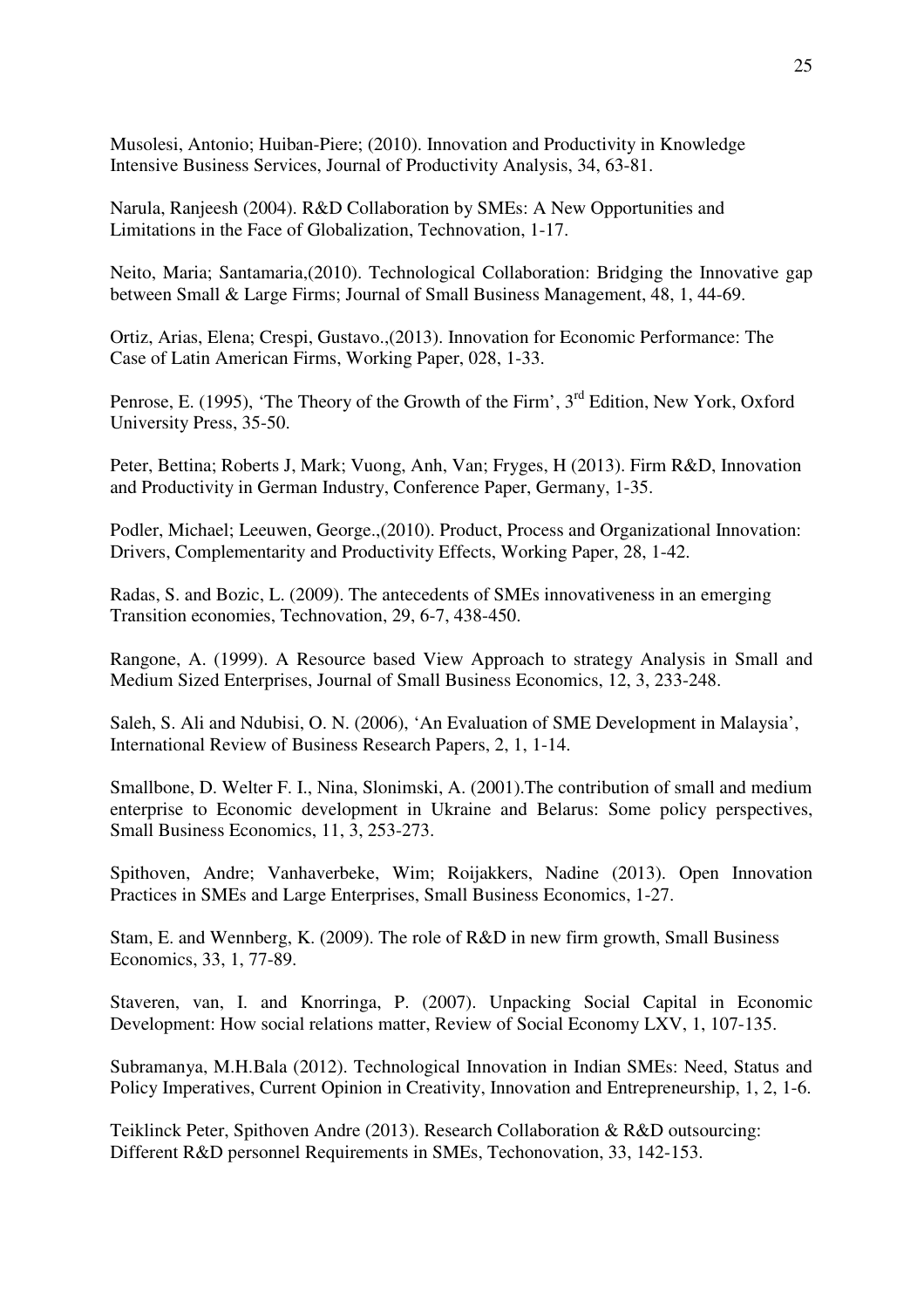Musolesi, Antonio; Huiban-Piere; (2010). Innovation and Productivity in Knowledge Intensive Business Services, Journal of Productivity Analysis, 34, 63-81.

Narula, Ranjeesh (2004). R&D Collaboration by SMEs: A New Opportunities and Limitations in the Face of Globalization, Technovation, 1-17.

Neito, Maria; Santamaria,(2010). Technological Collaboration: Bridging the Innovative gap between Small & Large Firms; Journal of Small Business Management, 48, 1, 44-69.

Ortiz, Arias, Elena; Crespi, Gustavo.,(2013). Innovation for Economic Performance: The Case of Latin American Firms, Working Paper, 028, 1-33.

Penrose, E. (1995), 'The Theory of the Growth of the Firm', 3rd Edition, New York, Oxford University Press, 35-50.

Peter, Bettina; Roberts J, Mark; Vuong, Anh, Van; Fryges, H (2013). Firm R&D, Innovation and Productivity in German Industry, Conference Paper, Germany, 1-35.

Podler, Michael; Leeuwen, George.,(2010). Product, Process and Organizational Innovation: Drivers, Complementarity and Productivity Effects, Working Paper, 28, 1-42.

Radas, S. and Bozic, L. (2009). The antecedents of SMEs innovativeness in an emerging Transition economies, Technovation, 29, 6-7, 438-450.

Rangone, A. (1999). A Resource based View Approach to strategy Analysis in Small and Medium Sized Enterprises, Journal of Small Business Economics, 12, 3, 233-248.

Saleh, S. Ali and Ndubisi, O. N. (2006), 'An Evaluation of SME Development in Malaysia', International Review of Business Research Papers, 2, 1, 1-14.

Smallbone, D. Welter F. I., Nina, Slonimski, A. (2001).The contribution of small and medium enterprise to Economic development in Ukraine and Belarus: Some policy perspectives, Small Business Economics, 11, 3, 253-273.

Spithoven, Andre; Vanhaverbeke, Wim; Roijakkers, Nadine (2013). Open Innovation Practices in SMEs and Large Enterprises, Small Business Economics, 1-27.

Stam, E. and Wennberg, K. (2009). The role of R&D in new firm growth, Small Business Economics, 33, 1, 77-89.

Staveren, van, I. and Knorringa, P. (2007). Unpacking Social Capital in Economic Development: How social relations matter, Review of Social Economy LXV, 1, 107-135.

Subramanya, M.H.Bala (2012). Technological Innovation in Indian SMEs: Need, Status and Policy Imperatives, Current Opinion in Creativity, Innovation and Entrepreneurship, 1, 2, 1-6.

Teiklinck Peter, Spithoven Andre (2013). Research Collaboration & R&D outsourcing: Different R&D personnel Requirements in SMEs, Techonovation, 33, 142-153.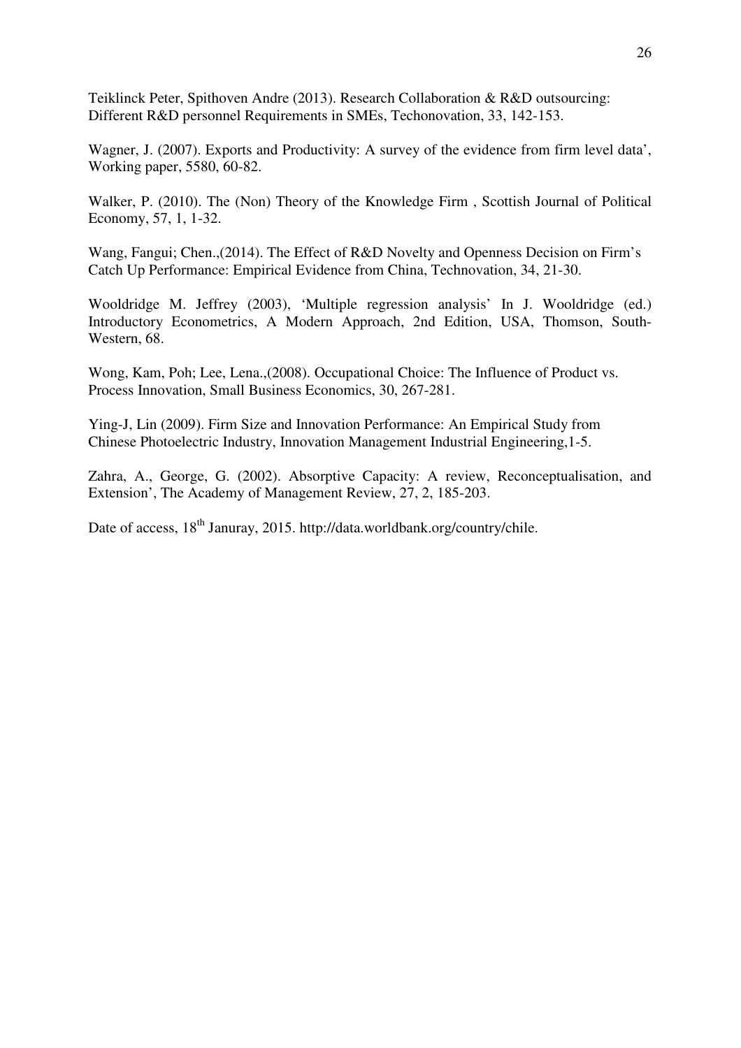Teiklinck Peter, Spithoven Andre (2013). Research Collaboration & R&D outsourcing: Different R&D personnel Requirements in SMEs, Techonovation, 33, 142-153.

Wagner, J. (2007). Exports and Productivity: A survey of the evidence from firm level data', Working paper, 5580, 60-82.

Walker, P. (2010). The (Non) Theory of the Knowledge Firm , Scottish Journal of Political Economy, 57, 1, 1-32.

Wang, Fangui; Chen.,(2014). The Effect of R&D Novelty and Openness Decision on Firm's Catch Up Performance: Empirical Evidence from China, Technovation, 34, 21-30.

Wooldridge M. Jeffrey (2003), 'Multiple regression analysis' In J. Wooldridge (ed.) Introductory Econometrics, A Modern Approach, 2nd Edition, USA, Thomson, South-Western, 68.

Wong, Kam, Poh; Lee, Lena.,(2008). Occupational Choice: The Influence of Product vs. Process Innovation, Small Business Economics, 30, 267-281.

Ying-J, Lin (2009). Firm Size and Innovation Performance: An Empirical Study from Chinese Photoelectric Industry, Innovation Management Industrial Engineering,1-5.

Zahra, A., George, G. (2002). Absorptive Capacity: A review, Reconceptualisation, and Extension', The Academy of Management Review, 27, 2, 185-203.

Date of access, 18th Januray, 2015. http://data.worldbank.org/country/chile.